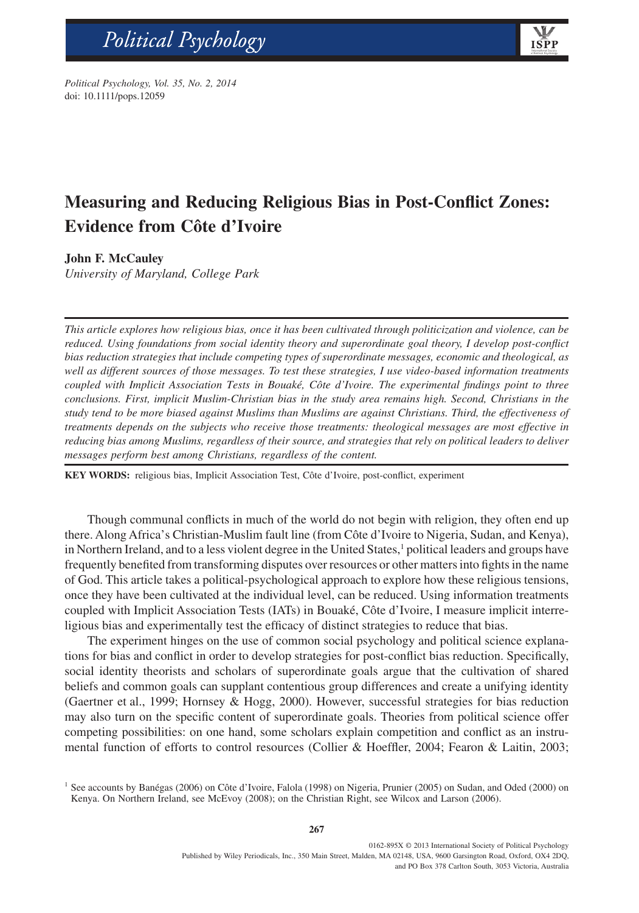# Measuring and Reducing Religious Bias in Post-Conflict Zones: Evidence from Côte d'Ivoire

**John F. McCauley**
*University of Maryland, College Park*

*This article explores how religious bias, once it has been cultivated through politicization and violence, can be reduced. Using foundations from social identity theory and superordinate goal theory, I develop post-conflict bias reduction strategies that include competing types of superordinate messages, economic and theological, as well as different sources of those messages. To test these strategies, I use video-based information treatments coupled with Implicit Association Tests in Bouaké, Côte d'Ivoire. The experimental findings point to three conclusions. First, implicit Muslim-Christian bias in the study area remains high. Second, Christians in the study tend to be more biased against Muslims than Muslims are against Christians. Third, the effectiveness of treatments depends on the subjects who receive those treatments: theological messages are most effective in reducing bias among Muslims, regardless of their source, and strategies that rely on political leaders to deliver messages perform best among Christians, regardless of the content.*

**KEY WORDS:** religious bias, Implicit Association Test, Côte d'Ivoire, post-conflict, experiment

Though communal conflicts in much of the world do not begin with religion, they often end up there. Along Africa's Christian-Muslim fault line (from Côte d'Ivoire to Nigeria, Sudan, and Kenya), in Northern Ireland, and to a less violent degree in the United States,[1] political leaders and groups have frequently benefited from transforming disputes over resources or other matters into fights in the name of God. This article takes a political-psychological approach to explore how these religious tensions, once they have been cultivated at the individual level, can be reduced. Using information treatments coupled with Implicit Association Tests (IATs) in Bouaké, Côte d'Ivoire, I measure implicit interreligious bias and experimentally test the efficacy of distinct strategies to reduce that bias.

The experiment hinges on the use of common social psychology and political science explanations for bias and conflict in order to develop strategies for post-conflict bias reduction. Specifically, social identity theorists and scholars of superordinate goals argue that the cultivation of shared beliefs and common goals can supplant contentious group differences and create a unifying identity (Gaertner et al., 1999; Hornsey & Hogg, 2000). However, successful strategies for bias reduction may also turn on the specific content of superordinate goals. Theories from political science offer competing possibilities: on one hand, some scholars explain competition and conflict as an instrumental function of efforts to control resources (Collier & Hoeffler, 2004; Fearon & Laitin, 2003;

[1] See accounts by Banégas (2006) on Côte d'Ivoire, Falola (1998) on Nigeria, Prunier (2005) on Sudan, and Oded (2000) on Kenya. On Northern Ireland, see McEvoy (2008); on the Christian Right, see Wilcox and Larson (2006).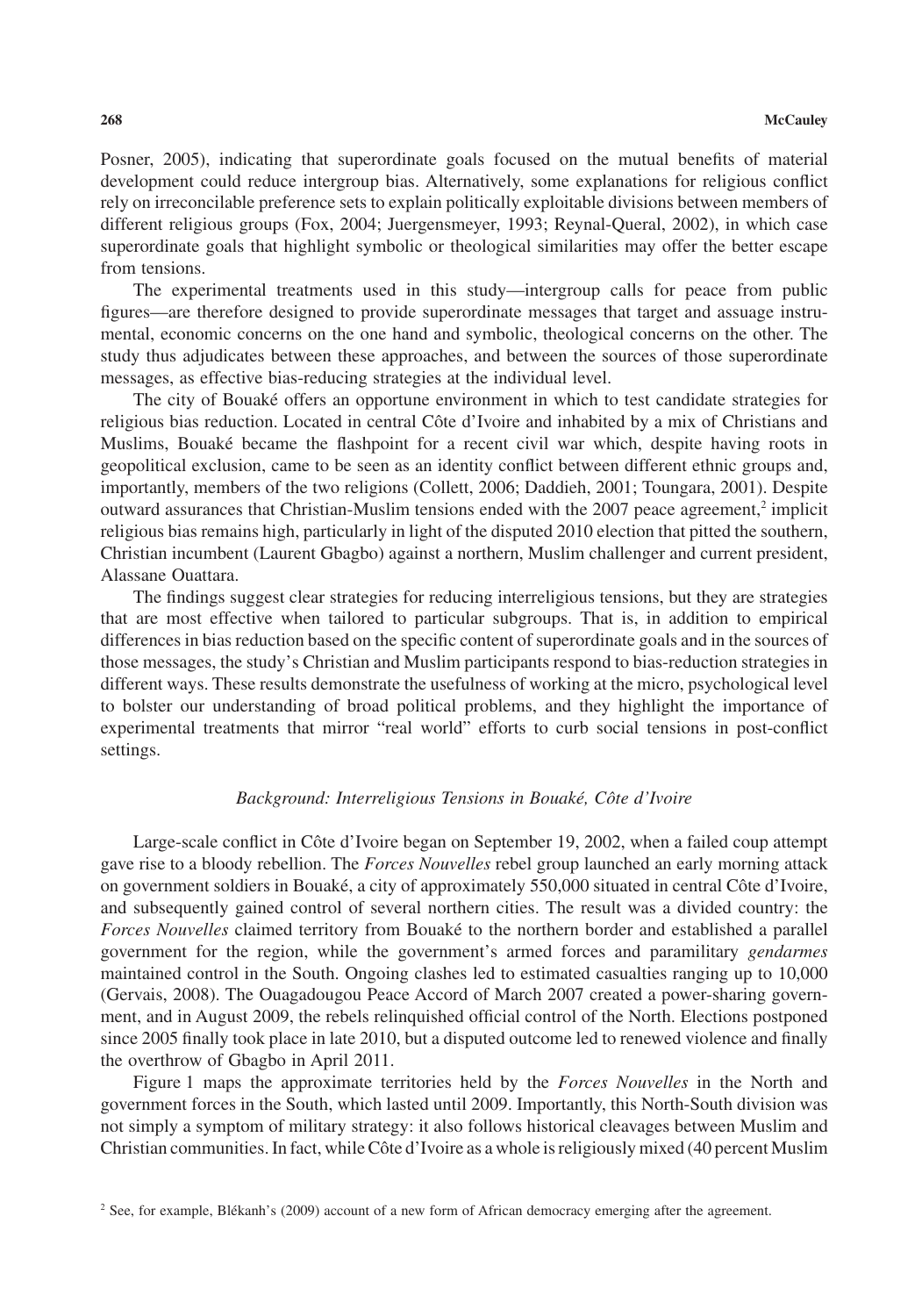Posner, 2005), indicating that superordinate goals focused on the mutual benefits of material development could reduce intergroup bias. Alternatively, some explanations for religious conflict rely on irreconcilable preference sets to explain politically exploitable divisions between members of different religious groups (Fox, 2004; Juergensmeyer, 1993; Reynal-Queral, 2002), in which case superordinate goals that highlight symbolic or theological similarities may offer the better escape from tensions.

The experimental treatments used in this study—intergroup calls for peace from public figures—are therefore designed to provide superordinate messages that target and assuage instrumental, economic concerns on the one hand and symbolic, theological concerns on the other. The study thus adjudicates between these approaches, and between the sources of those superordinate messages, as effective bias-reducing strategies at the individual level.

The city of Bouaké offers an opportune environment in which to test candidate strategies for religious bias reduction. Located in central Côte d'Ivoire and inhabited by a mix of Christians and Muslims, Bouaké became the flashpoint for a recent civil war which, despite having roots in geopolitical exclusion, came to be seen as an identity conflict between different ethnic groups and, importantly, members of the two religions (Collett, 2006; Daddieh, 2001; Toungara, 2001). Despite outward assurances that Christian-Muslim tensions ended with the 2007 peace agreement,[2] implicit religious bias remains high, particularly in light of the disputed 2010 election that pitted the southern, Christian incumbent (Laurent Gbagbo) against a northern, Muslim challenger and current president, Alassane Ouattara.

The findings suggest clear strategies for reducing interreligious tensions, but they are strategies that are most effective when tailored to particular subgroups. That is, in addition to empirical differences in bias reduction based on the specific content of superordinate goals and in the sources of those messages, the study's Christian and Muslim participants respond to bias-reduction strategies in different ways. These results demonstrate the usefulness of working at the micro, psychological level to bolster our understanding of broad political problems, and they highlight the importance of experimental treatments that mirror "real world" efforts to curb social tensions in post-conflict settings.

### *Background: Interreligious Tensions in Bouaké, Côte d'Ivoire*

Large-scale conflict in Côte d'Ivoire began on September 19, 2002, when a failed coup attempt gave rise to a bloody rebellion. The *Forces Nouvelles* rebel group launched an early morning attack on government soldiers in Bouaké, a city of approximately 550,000 situated in central Côte d'Ivoire, and subsequently gained control of several northern cities. The result was a divided country: the *Forces Nouvelles* claimed territory from Bouaké to the northern border and established a parallel government for the region, while the government's armed forces and paramilitary *gendarmes* maintained control in the South. Ongoing clashes led to estimated casualties ranging up to 10,000 (Gervais, 2008). The Ouagadougou Peace Accord of March 2007 created a power-sharing government, and in August 2009, the rebels relinquished official control of the North. Elections postponed since 2005 finally took place in late 2010, but a disputed outcome led to renewed violence and finally the overthrow of Gbagbo in April 2011.

Figure 1 maps the approximate territories held by the *Forces Nouvelles* in the North and government forces in the South, which lasted until 2009. Importantly, this North-South division was not simply a symptom of military strategy: it also follows historical cleavages between Muslim and Christian communities. In fact, while Côte d'Ivoire as a whole is religiously mixed (40 percent Muslim

[2] See, for example, Blékanh's (2009) account of a new form of African democracy emerging after the agreement.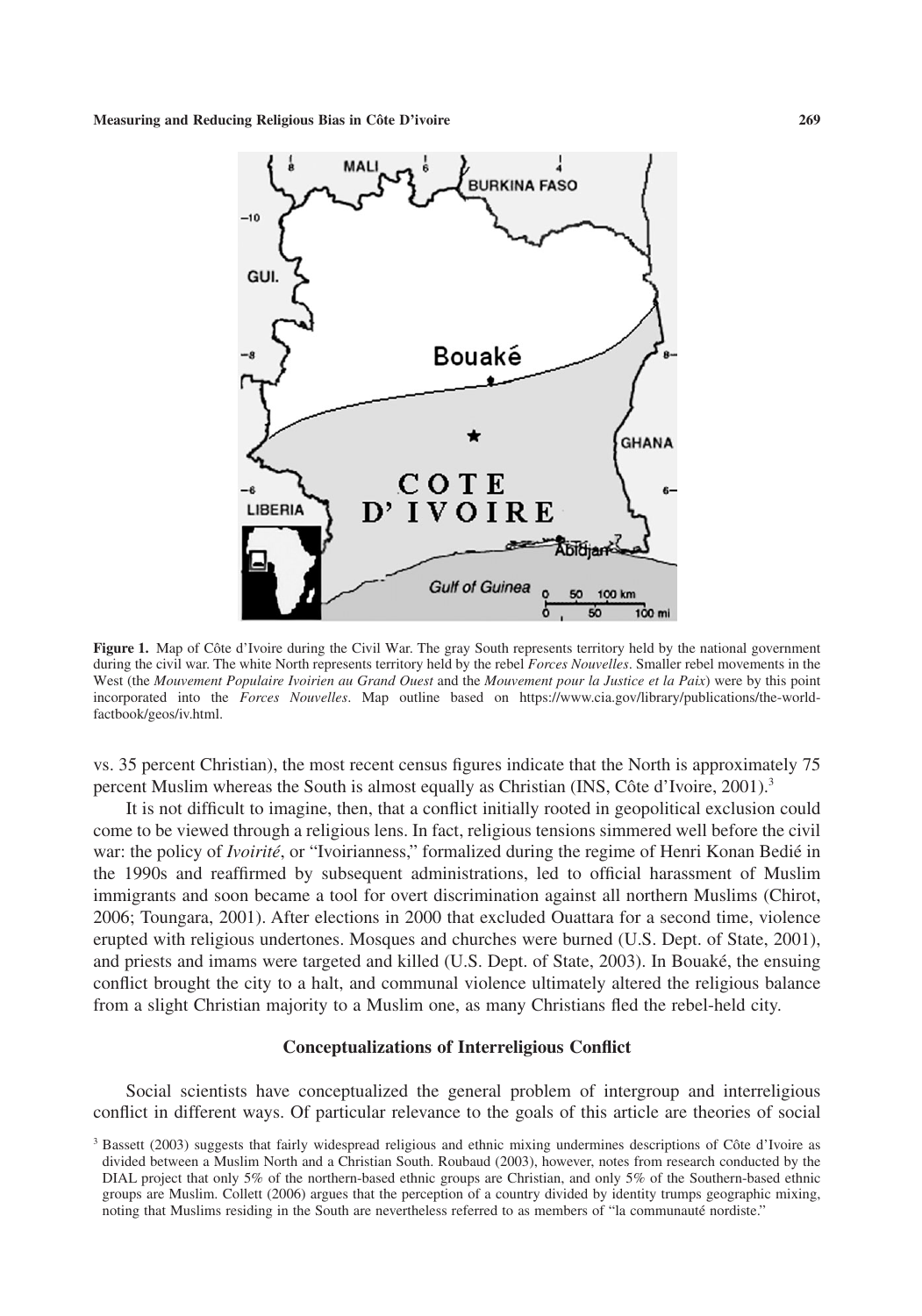**Figure 1.** Map of Côte d'Ivoire during the Civil War. The gray South represents territory held by the national government during the civil war. The white North represents territory held by the rebel *Forces Nouvelles*. Smaller rebel movements in the West (the *Mouvement Populaire Ivoirien au Grand Ouest* and the *Mouvement pour la Justice et la Paix*) were by this point incorporated into the *Forces Nouvelles*. Map outline based on https://www.cia.gov/library/publications/the-world-factbook/geos/iv.html.

vs. 35 percent Christian), the most recent census figures indicate that the North is approximately 75 percent Muslim whereas the South is almost equally as Christian (INS, Côte d'Ivoire, 2001).[3]

It is not difficult to imagine, then, that a conflict initially rooted in geopolitical exclusion could come to be viewed through a religious lens. In fact, religious tensions simmered well before the civil war: the policy of *Ivoirité*, or "Ivoirianness," formalized during the regime of Henri Konan Bedié in the 1990s and reaffirmed by subsequent administrations, led to official harassment of Muslim immigrants and soon became a tool for overt discrimination against all northern Muslims (Chirot, 2006; Toungara, 2001). After elections in 2000 that excluded Ouattara for a second time, violence erupted with religious undertones. Mosques and churches were burned (U.S. Dept. of State, 2001), and priests and imams were targeted and killed (U.S. Dept. of State, 2003). In Bouaké, the ensuing conflict brought the city to a halt, and communal violence ultimately altered the religious balance from a slight Christian majority to a Muslim one, as many Christians fled the rebel-held city.

### Conceptualizations of Interreligious Conflict

Social scientists have conceptualized the general problem of intergroup and interreligious conflict in different ways. Of particular relevance to the goals of this article are theories of social

[3] Bassett (2003) suggests that fairly widespread religious and ethnic mixing undermines descriptions of Côte d'Ivoire as divided between a Muslim North and a Christian South. Roubaud (2003), however, notes from research conducted by the DIAL project that only 5% of the northern-based ethnic groups are Christian, and only 5% of the Southern-based ethnic groups are Muslim. Collett (2006) argues that the perception of a country divided by identity trumps geographic mixing, noting that Muslims residing in the South are nevertheless referred to as members of "la communauté nordiste."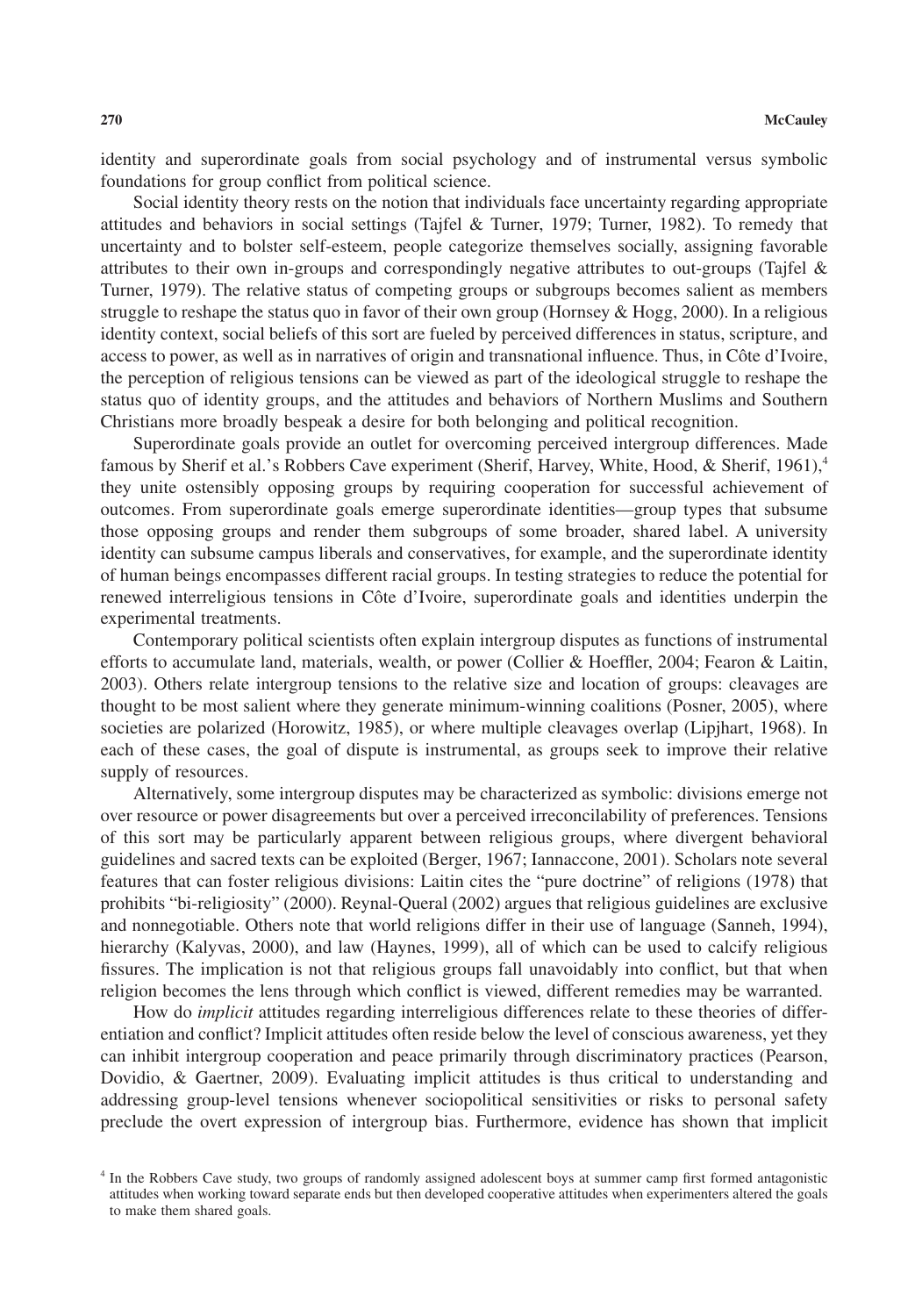identity and superordinate goals from social psychology and of instrumental versus symbolic foundations for group conflict from political science.

Social identity theory rests on the notion that individuals face uncertainty regarding appropriate attitudes and behaviors in social settings (Tajfel & Turner, 1979; Turner, 1982). To remedy that uncertainty and to bolster self-esteem, people categorize themselves socially, assigning favorable attributes to their own in-groups and correspondingly negative attributes to out-groups (Tajfel & Turner, 1979). The relative status of competing groups or subgroups becomes salient as members struggle to reshape the status quo in favor of their own group (Hornsey & Hogg, 2000). In a religious identity context, social beliefs of this sort are fueled by perceived differences in status, scripture, and access to power, as well as in narratives of origin and transnational influence. Thus, in Côte d'Ivoire, the perception of religious tensions can be viewed as part of the ideological struggle to reshape the status quo of identity groups, and the attitudes and behaviors of Northern Muslims and Southern Christians more broadly bespeak a desire for both belonging and political recognition.

Superordinate goals provide an outlet for overcoming perceived intergroup differences. Made famous by Sherif et al.'s Robbers Cave experiment (Sherif, Harvey, White, Hood, & Sherif, 1961),[4] they unite ostensibly opposing groups by requiring cooperation for successful achievement of outcomes. From superordinate goals emerge superordinate identities—group types that subsume those opposing groups and render them subgroups of some broader, shared label. A university identity can subsume campus liberals and conservatives, for example, and the superordinate identity of human beings encompasses different racial groups. In testing strategies to reduce the potential for renewed interreligious tensions in Côte d'Ivoire, superordinate goals and identities underpin the experimental treatments.

Contemporary political scientists often explain intergroup disputes as functions of instrumental efforts to accumulate land, materials, wealth, or power (Collier & Hoeffler, 2004; Fearon & Laitin, 2003). Others relate intergroup tensions to the relative size and location of groups: cleavages are thought to be most salient where they generate minimum-winning coalitions (Posner, 2005), where societies are polarized (Horowitz, 1985), or where multiple cleavages overlap (Lipjhart, 1968). In each of these cases, the goal of dispute is instrumental, as groups seek to improve their relative supply of resources.

Alternatively, some intergroup disputes may be characterized as symbolic: divisions emerge not over resource or power disagreements but over a perceived irreconcilability of preferences. Tensions of this sort may be particularly apparent between religious groups, where divergent behavioral guidelines and sacred texts can be exploited (Berger, 1967; Iannaccone, 2001). Scholars note several features that can foster religious divisions: Laitin cites the "pure doctrine" of religions (1978) that prohibits "bi-religiosity" (2000). Reynal-Queral (2002) argues that religious guidelines are exclusive and nonnegotiable. Others note that world religions differ in their use of language (Sanneh, 1994), hierarchy (Kalyvas, 2000), and law (Haynes, 1999), all of which can be used to calcify religious fissures. The implication is not that religious groups fall unavoidably into conflict, but that when religion becomes the lens through which conflict is viewed, different remedies may be warranted.

How do *implicit* attitudes regarding interreligious differences relate to these theories of differentiation and conflict? Implicit attitudes often reside below the level of conscious awareness, yet they can inhibit intergroup cooperation and peace primarily through discriminatory practices (Pearson, Dovidio, & Gaertner, 2009). Evaluating implicit attitudes is thus critical to understanding and addressing group-level tensions whenever sociopolitical sensitivities or risks to personal safety preclude the overt expression of intergroup bias. Furthermore, evidence has shown that implicit

[4] In the Robbers Cave study, two groups of randomly assigned adolescent boys at summer camp first formed antagonistic attitudes when working toward separate ends but then developed cooperative attitudes when experimenters altered the goals to make them shared goals.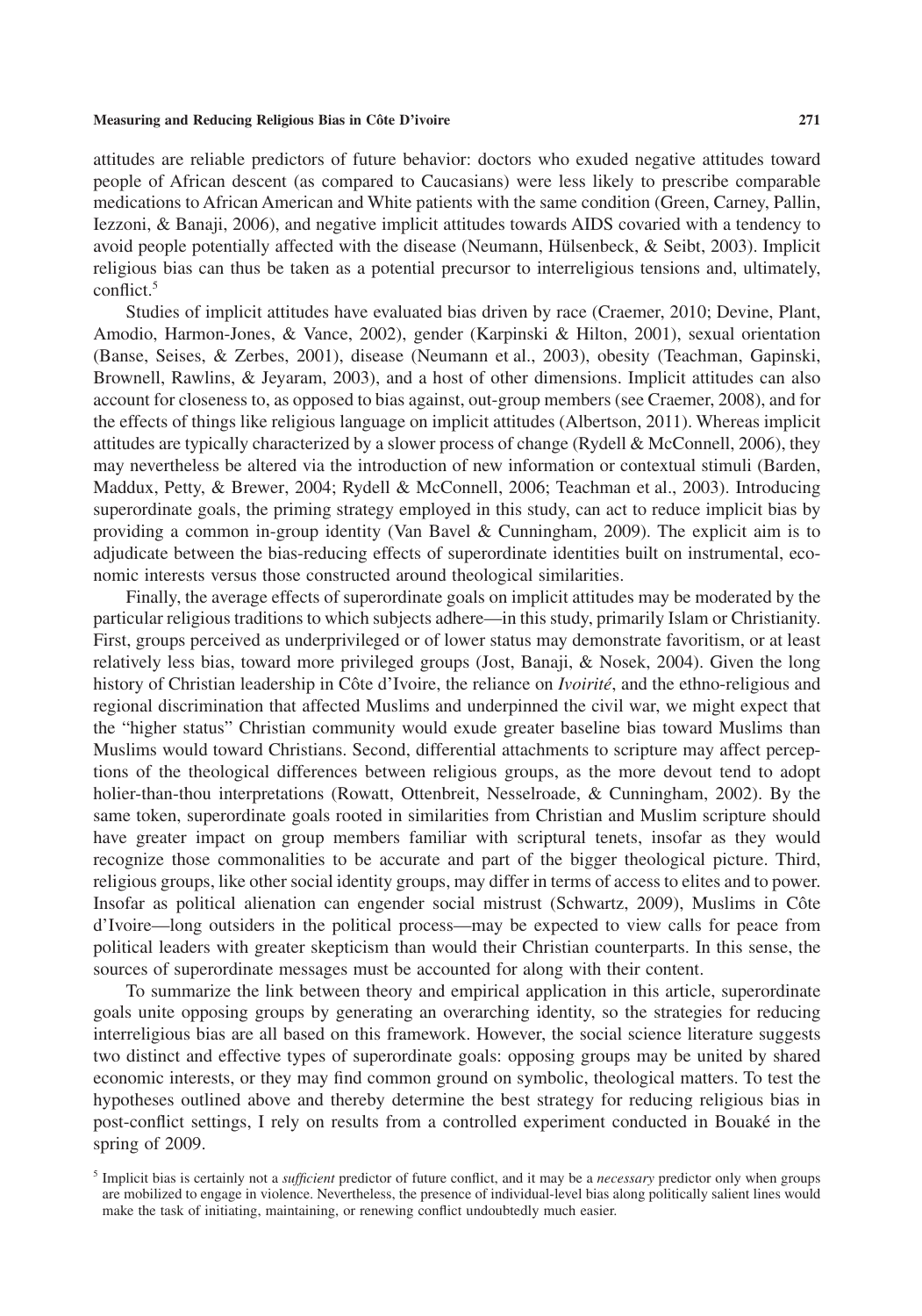attitudes are reliable predictors of future behavior: doctors who exuded negative attitudes toward people of African descent (as compared to Caucasians) were less likely to prescribe comparable medications to African American and White patients with the same condition (Green, Carney, Pallin, Iezzoni, & Banaji, 2006), and negative implicit attitudes towards AIDS covaried with a tendency to avoid people potentially affected with the disease (Neumann, Hülsenbeck, & Seibt, 2003). Implicit religious bias can thus be taken as a potential precursor to interreligious tensions and, ultimately, conflict.[5]

Studies of implicit attitudes have evaluated bias driven by race (Craemer, 2010; Devine, Plant, Amodio, Harmon-Jones, & Vance, 2002), gender (Karpinski & Hilton, 2001), sexual orientation (Banse, Seises, & Zerbes, 2001), disease (Neumann et al., 2003), obesity (Teachman, Gapinski, Brownell, Rawlins, & Jeyaram, 2003), and a host of other dimensions. Implicit attitudes can also account for closeness to, as opposed to bias against, out-group members (see Craemer, 2008), and for the effects of things like religious language on implicit attitudes (Albertson, 2011). Whereas implicit attitudes are typically characterized by a slower process of change (Rydell & McConnell, 2006), they may nevertheless be altered via the introduction of new information or contextual stimuli (Barden, Maddux, Petty, & Brewer, 2004; Rydell & McConnell, 2006; Teachman et al., 2003). Introducing superordinate goals, the priming strategy employed in this study, can act to reduce implicit bias by providing a common in-group identity (Van Bavel & Cunningham, 2009). The explicit aim is to adjudicate between the bias-reducing effects of superordinate identities built on instrumental, economic interests versus those constructed around theological similarities.

Finally, the average effects of superordinate goals on implicit attitudes may be moderated by the particular religious traditions to which subjects adhere—in this study, primarily Islam or Christianity. First, groups perceived as underprivileged or of lower status may demonstrate favoritism, or at least relatively less bias, toward more privileged groups (Jost, Banaji, & Nosek, 2004). Given the long history of Christian leadership in Côte d'Ivoire, the reliance on *Ivoirité*, and the ethno-religious and regional discrimination that affected Muslims and underpinned the civil war, we might expect that the "higher status" Christian community would exude greater baseline bias toward Muslims than Muslims would toward Christians. Second, differential attachments to scripture may affect perceptions of the theological differences between religious groups, as the more devout tend to adopt holier-than-thou interpretations (Rowatt, Ottenbreit, Nesselroade, & Cunningham, 2002). By the same token, superordinate goals rooted in similarities from Christian and Muslim scripture should have greater impact on group members familiar with scriptural tenets, insofar as they would recognize those commonalities to be accurate and part of the bigger theological picture. Third, religious groups, like other social identity groups, may differ in terms of access to elites and to power. Insofar as political alienation can engender social mistrust (Schwartz, 2009), Muslims in Côte d'Ivoire—long outsiders in the political process—may be expected to view calls for peace from political leaders with greater skepticism than would their Christian counterparts. In this sense, the sources of superordinate messages must be accounted for along with their content.

To summarize the link between theory and empirical application in this article, superordinate goals unite opposing groups by generating an overarching identity, so the strategies for reducing interreligious bias are all based on this framework. However, the social science literature suggests two distinct and effective types of superordinate goals: opposing groups may be united by shared economic interests, or they may find common ground on symbolic, theological matters. To test the hypotheses outlined above and thereby determine the best strategy for reducing religious bias in post-conflict settings, I rely on results from a controlled experiment conducted in Bouaké in the spring of 2009.

[5] Implicit bias is certainly not a *sufficient* predictor of future conflict, and it may be a *necessary* predictor only when groups are mobilized to engage in violence. Nevertheless, the presence of individual-level bias along politically salient lines would make the task of initiating, maintaining, or renewing conflict undoubtedly much easier.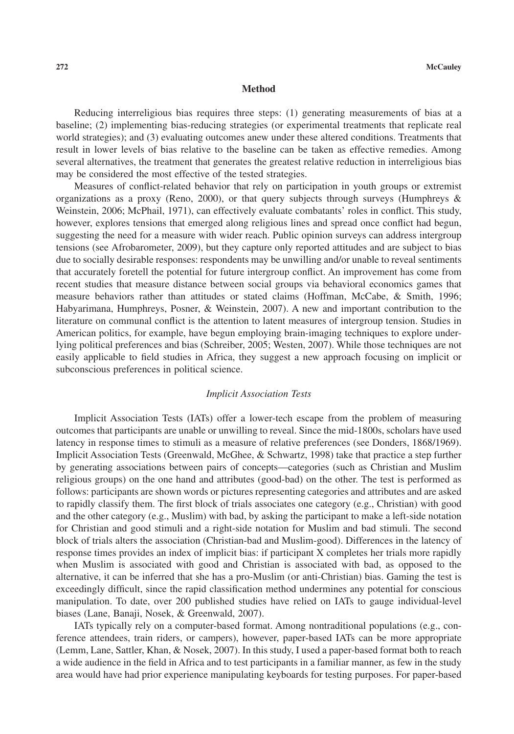## Method

Reducing interreligious bias requires three steps: (1) generating measurements of bias at a baseline; (2) implementing bias-reducing strategies (or experimental treatments that replicate real world strategies); and (3) evaluating outcomes anew under these altered conditions. Treatments that result in lower levels of bias relative to the baseline can be taken as effective remedies. Among several alternatives, the treatment that generates the greatest relative reduction in interreligious bias may be considered the most effective of the tested strategies.

Measures of conflict-related behavior that rely on participation in youth groups or extremist organizations as a proxy (Reno, 2000), or that query subjects through surveys (Humphreys & Weinstein, 2006; McPhail, 1971), can effectively evaluate combatants' roles in conflict. This study, however, explores tensions that emerged along religious lines and spread once conflict had begun, suggesting the need for a measure with wider reach. Public opinion surveys can address intergroup tensions (see Afrobarometer, 2009), but they capture only reported attitudes and are subject to bias due to socially desirable responses: respondents may be unwilling and/or unable to reveal sentiments that accurately foretell the potential for future intergroup conflict. An improvement has come from recent studies that measure distance between social groups via behavioral economics games that measure behaviors rather than attitudes or stated claims (Hoffman, McCabe, & Smith, 1996; Habyarimana, Humphreys, Posner, & Weinstein, 2007). A new and important contribution to the literature on communal conflict is the attention to latent measures of intergroup tension. Studies in American politics, for example, have begun employing brain-imaging techniques to explore underlying political preferences and bias (Schreiber, 2005; Westen, 2007). While those techniques are not easily applicable to field studies in Africa, they suggest a new approach focusing on implicit or subconscious preferences in political science.

### *Implicit Association Tests*

Implicit Association Tests (IATs) offer a lower-tech escape from the problem of measuring outcomes that participants are unable or unwilling to reveal. Since the mid-1800s, scholars have used latency in response times to stimuli as a measure of relative preferences (see Donders, 1868/1969). Implicit Association Tests (Greenwald, McGhee, & Schwartz, 1998) take that practice a step further by generating associations between pairs of concepts—categories (such as Christian and Muslim religious groups) on the one hand and attributes (good-bad) on the other. The test is performed as follows: participants are shown words or pictures representing categories and attributes and are asked to rapidly classify them. The first block of trials associates one category (e.g., Christian) with good and the other category (e.g., Muslim) with bad, by asking the participant to make a left-side notation for Christian and good stimuli and a right-side notation for Muslim and bad stimuli. The second block of trials alters the association (Christian-bad and Muslim-good). Differences in the latency of response times provides an index of implicit bias: if participant X completes her trials more rapidly when Muslim is associated with good and Christian is associated with bad, as opposed to the alternative, it can be inferred that she has a pro-Muslim (or anti-Christian) bias. Gaming the test is exceedingly difficult, since the rapid classification method undermines any potential for conscious manipulation. To date, over 200 published studies have relied on IATs to gauge individual-level biases (Lane, Banaji, Nosek, & Greenwald, 2007).

IATs typically rely on a computer-based format. Among nontraditional populations (e.g., conference attendees, train riders, or campers), however, paper-based IATs can be more appropriate (Lemm, Lane, Sattler, Khan, & Nosek, 2007). In this study, I used a paper-based format both to reach a wide audience in the field in Africa and to test participants in a familiar manner, as few in the study area would have had prior experience manipulating keyboards for testing purposes. For paper-based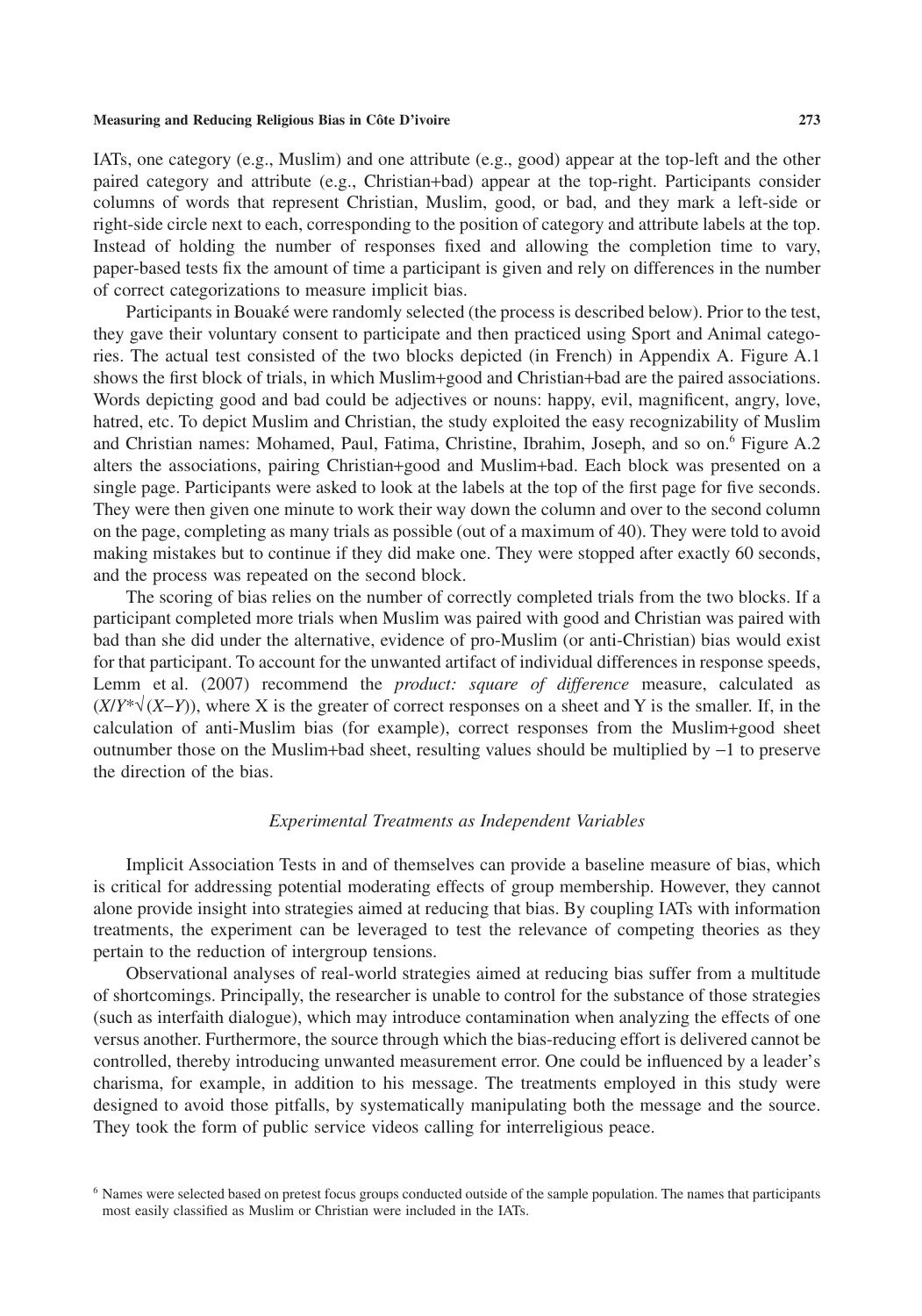IATs, one category (e.g., Muslim) and one attribute (e.g., good) appear at the top-left and the other paired category and attribute (e.g., Christian+bad) appear at the top-right. Participants consider columns of words that represent Christian, Muslim, good, or bad, and they mark a left-side or right-side circle next to each, corresponding to the position of category and attribute labels at the top. Instead of holding the number of responses fixed and allowing the completion time to vary, paper-based tests fix the amount of time a participant is given and rely on differences in the number of correct categorizations to measure implicit bias.

Participants in Bouaké were randomly selected (the process is described below). Prior to the test, they gave their voluntary consent to participate and then practiced using Sport and Animal categories. The actual test consisted of the two blocks depicted (in French) in Appendix A. Figure A.1 shows the first block of trials, in which Muslim+good and Christian+bad are the paired associations. Words depicting good and bad could be adjectives or nouns: happy, evil, magnificent, angry, love, hatred, etc. To depict Muslim and Christian, the study exploited the easy recognizability of Muslim and Christian names: Mohamed, Paul, Fatima, Christine, Ibrahim, Joseph, and so on.[6] Figure A.2 alters the associations, pairing Christian+good and Muslim+bad. Each block was presented on a single page. Participants were asked to look at the labels at the top of the first page for five seconds. They were then given one minute to work their way down the column and over to the second column on the page, completing as many trials as possible (out of a maximum of 40). They were told to avoid making mistakes but to continue if they did make one. They were stopped after exactly 60 seconds, and the process was repeated on the second block.

The scoring of bias relies on the number of correctly completed trials from the two blocks. If a participant completed more trials when Muslim was paired with good and Christian was paired with bad than she did under the alternative, evidence of pro-Muslim (or anti-Christian) bias would exist for that participant. To account for the unwanted artifact of individual differences in response speeds, Lemm et al. (2007) recommend the *product: square of difference* measure, calculated as $(X/Y*\sqrt{(X-Y)})$, where X is the greater of correct responses on a sheet and Y is the smaller. If, in the calculation of anti-Muslim bias (for example), correct responses from the Muslim+good sheet outnumber those on the Muslim+bad sheet, resulting values should be multiplied by −1 to preserve the direction of the bias.

### *Experimental Treatments as Independent Variables*

Implicit Association Tests in and of themselves can provide a baseline measure of bias, which is critical for addressing potential moderating effects of group membership. However, they cannot alone provide insight into strategies aimed at reducing that bias. By coupling IATs with information treatments, the experiment can be leveraged to test the relevance of competing theories as they pertain to the reduction of intergroup tensions.

Observational analyses of real-world strategies aimed at reducing bias suffer from a multitude of shortcomings. Principally, the researcher is unable to control for the substance of those strategies (such as interfaith dialogue), which may introduce contamination when analyzing the effects of one versus another. Furthermore, the source through which the bias-reducing effort is delivered cannot be controlled, thereby introducing unwanted measurement error. One could be influenced by a leader's charisma, for example, in addition to his message. The treatments employed in this study were designed to avoid those pitfalls, by systematically manipulating both the message and the source. They took the form of public service videos calling for interreligious peace.

[6] Names were selected based on pretest focus groups conducted outside of the sample population. The names that participants most easily classified as Muslim or Christian were included in the IATs.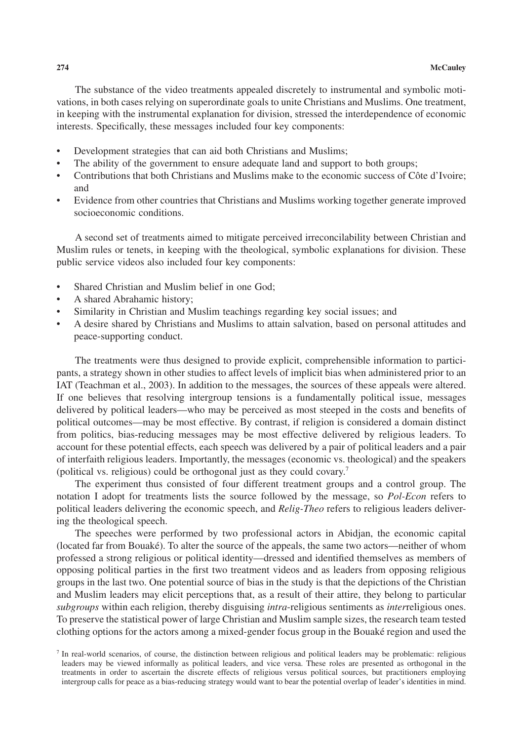The substance of the video treatments appealed discretely to instrumental and symbolic motivations, in both cases relying on superordinate goals to unite Christians and Muslims. One treatment, in keeping with the instrumental explanation for division, stressed the interdependence of economic interests. Specifically, these messages included four key components:

- Development strategies that can aid both Christians and Muslims;
- The ability of the government to ensure adequate land and support to both groups;
- Contributions that both Christians and Muslims make to the economic success of Côte d'Ivoire; and
- Evidence from other countries that Christians and Muslims working together generate improved socioeconomic conditions.

A second set of treatments aimed to mitigate perceived irreconcilability between Christian and Muslim rules or tenets, in keeping with the theological, symbolic explanations for division. These public service videos also included four key components:

- Shared Christian and Muslim belief in one God;
- A shared Abrahamic history;
- Similarity in Christian and Muslim teachings regarding key social issues; and
- A desire shared by Christians and Muslims to attain salvation, based on personal attitudes and peace-supporting conduct.

The treatments were thus designed to provide explicit, comprehensible information to participants, a strategy shown in other studies to affect levels of implicit bias when administered prior to an IAT (Teachman et al., 2003). In addition to the messages, the sources of these appeals were altered. If one believes that resolving intergroup tensions is a fundamentally political issue, messages delivered by political leaders—who may be perceived as most steeped in the costs and benefits of political outcomes—may be most effective. By contrast, if religion is considered a domain distinct from politics, bias-reducing messages may be most effective delivered by religious leaders. To account for these potential effects, each speech was delivered by a pair of political leaders and a pair of interfaith religious leaders. Importantly, the messages (economic vs. theological) and the speakers (political vs. religious) could be orthogonal just as they could covary.[7]

The experiment thus consisted of four different treatment groups and a control group. The notation I adopt for treatments lists the source followed by the message, so *Pol-Econ* refers to political leaders delivering the economic speech, and *Relig-Theo* refers to religious leaders delivering the theological speech.

The speeches were performed by two professional actors in Abidjan, the economic capital (located far from Bouaké). To alter the source of the appeals, the same two actors—neither of whom professed a strong religious or political identity—dressed and identified themselves as members of opposing political parties in the first two treatment videos and as leaders from opposing religious groups in the last two. One potential source of bias in the study is that the depictions of the Christian and Muslim leaders may elicit perceptions that, as a result of their attire, they belong to particular *subgroups* within each religion, thereby disguising *intra*-religious sentiments as *inter*religious ones. To preserve the statistical power of large Christian and Muslim sample sizes, the research team tested clothing options for the actors among a mixed-gender focus group in the Bouaké region and used the

[7] In real-world scenarios, of course, the distinction between religious and political leaders may be problematic: religious leaders may be viewed informally as political leaders, and vice versa. These roles are presented as orthogonal in the treatments in order to ascertain the discrete effects of religious versus political sources, but practitioners employing intergroup calls for peace as a bias-reducing strategy would want to bear the potential overlap of leader's identities in mind.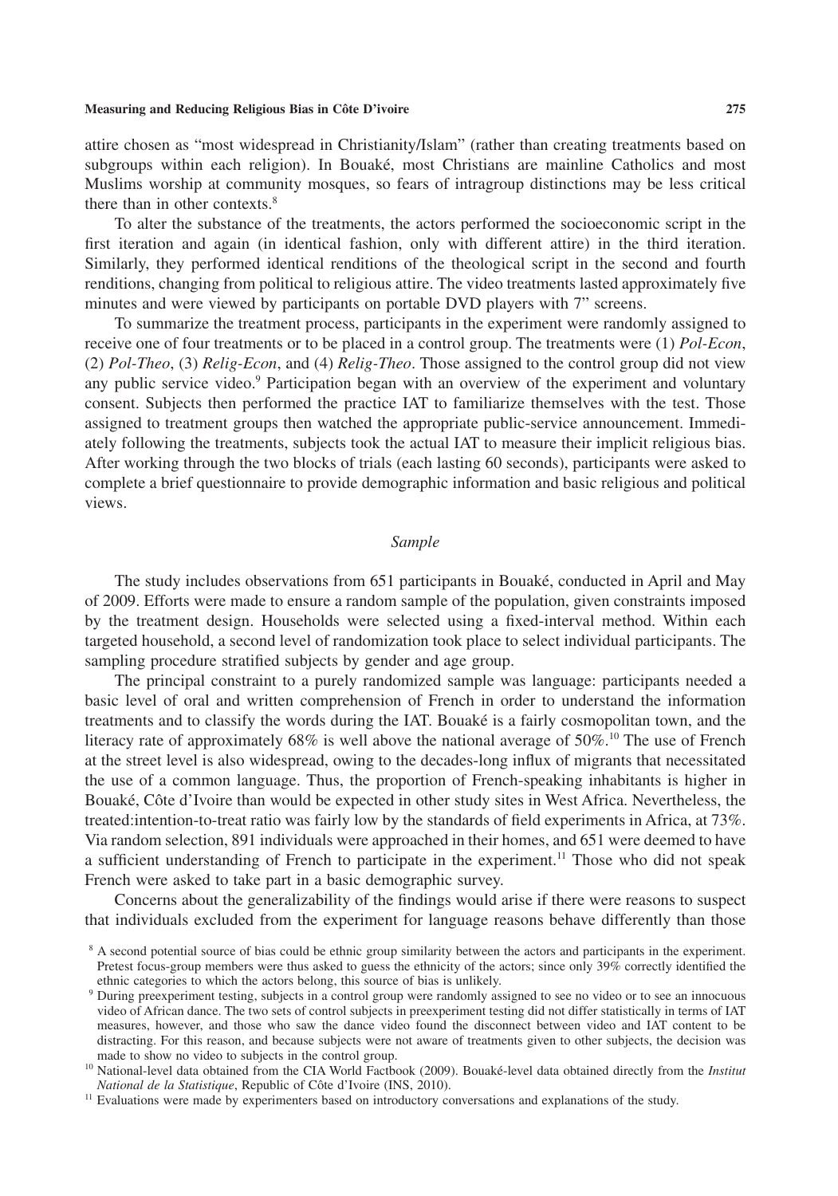attire chosen as "most widespread in Christianity/Islam" (rather than creating treatments based on subgroups within each religion). In Bouaké, most Christians are mainline Catholics and most Muslims worship at community mosques, so fears of intragroup distinctions may be less critical there than in other contexts.[8]

To alter the substance of the treatments, the actors performed the socioeconomic script in the first iteration and again (in identical fashion, only with different attire) in the third iteration. Similarly, they performed identical renditions of the theological script in the second and fourth renditions, changing from political to religious attire. The video treatments lasted approximately five minutes and were viewed by participants on portable DVD players with 7" screens.

To summarize the treatment process, participants in the experiment were randomly assigned to receive one of four treatments or to be placed in a control group. The treatments were (1) *Pol-Econ*, (2) *Pol-Theo*, (3) *Relig-Econ*, and (4) *Relig-Theo*. Those assigned to the control group did not view any public service video.[9] Participation began with an overview of the experiment and voluntary consent. Subjects then performed the practice IAT to familiarize themselves with the test. Those assigned to treatment groups then watched the appropriate public-service announcement. Immediately following the treatments, subjects took the actual IAT to measure their implicit religious bias. After working through the two blocks of trials (each lasting 60 seconds), participants were asked to complete a brief questionnaire to provide demographic information and basic religious and political views.

### *Sample*

The study includes observations from 651 participants in Bouaké, conducted in April and May of 2009. Efforts were made to ensure a random sample of the population, given constraints imposed by the treatment design. Households were selected using a fixed-interval method. Within each targeted household, a second level of randomization took place to select individual participants. The sampling procedure stratified subjects by gender and age group.

The principal constraint to a purely randomized sample was language: participants needed a basic level of oral and written comprehension of French in order to understand the information treatments and to classify the words during the IAT. Bouaké is a fairly cosmopolitan town, and the literacy rate of approximately 68% is well above the national average of 50%.[10] The use of French at the street level is also widespread, owing to the decades-long influx of migrants that necessitated the use of a common language. Thus, the proportion of French-speaking inhabitants is higher in Bouaké, Côte d'Ivoire than would be expected in other study sites in West Africa. Nevertheless, the treated:intention-to-treat ratio was fairly low by the standards of field experiments in Africa, at 73%. Via random selection, 891 individuals were approached in their homes, and 651 were deemed to have a sufficient understanding of French to participate in the experiment.[11] Those who did not speak French were asked to take part in a basic demographic survey.

Concerns about the generalizability of the findings would arise if there were reasons to suspect that individuals excluded from the experiment for language reasons behave differently than those

[8] A second potential source of bias could be ethnic group similarity between the actors and participants in the experiment. Pretest focus-group members were thus asked to guess the ethnicity of the actors; since only 39% correctly identified the ethnic categories to which the actors belong, this source of bias is unlikely.

[9] During preexperiment testing, subjects in a control group were randomly assigned to see no video or to see an innocuous video of African dance. The two sets of control subjects in preexperiment testing did not differ statistically in terms of IAT measures, however, and those who saw the dance video found the disconnect between video and IAT content to be distracting. For this reason, and because subjects were not aware of treatments given to other subjects, the decision was made to show no video to subjects in the control group.

[10] National-level data obtained from the CIA World Factbook (2009). Bouaké-level data obtained directly from the *Institut National de la Statistique*, Republic of Côte d'Ivoire (INS, 2010).

[11] Evaluations were made by experimenters based on introductory conversations and explanations of the study.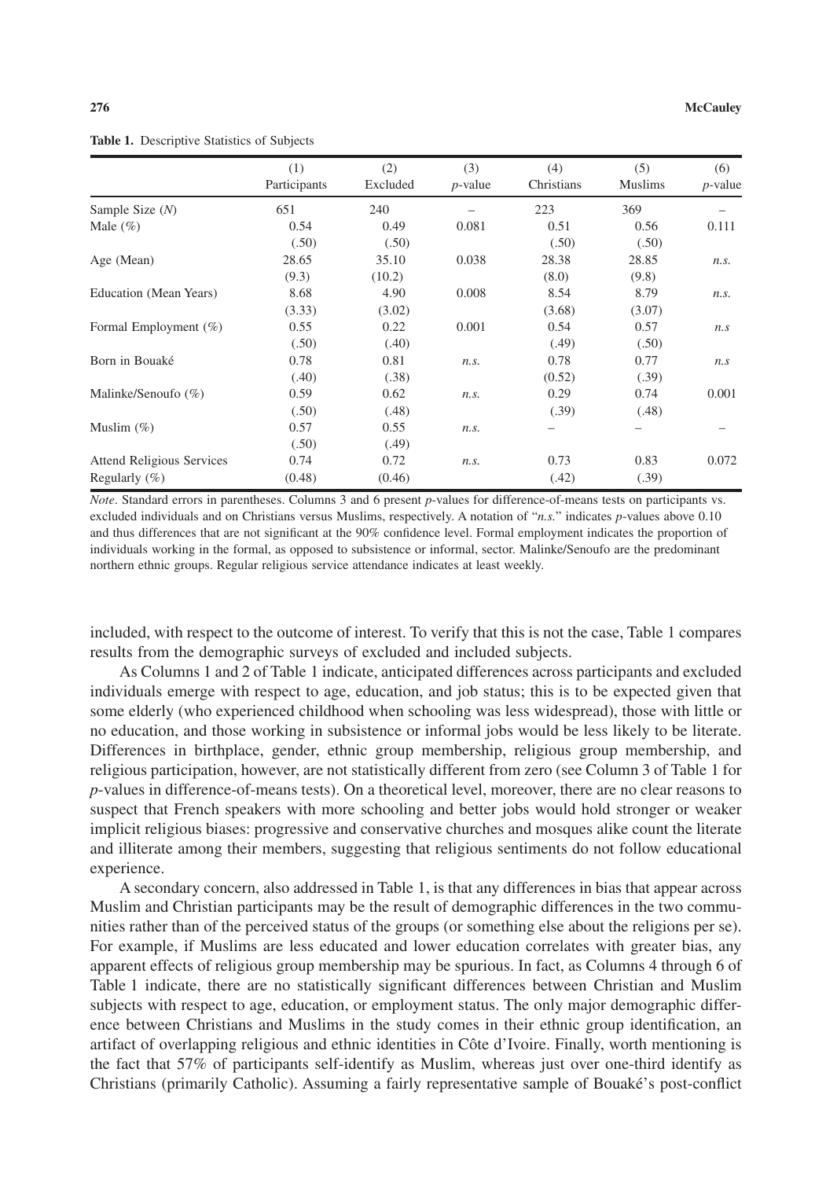**Table 1.** Descriptive Statistics of Subjects

| | (1) Participants | (2) Excluded | (3) *p*-value | (4) Christians | (5) Muslims | (6) *p*-value |
|---|---|---|---|---|---|---|
| Sample Size (*N*) | 651 | 240 | – | 223 | 369 | – |
| Male (%) | 0.54 | 0.49 | 0.081 | 0.51 | 0.56 | 0.111 |
| | (.50) | (.50) | | (.50) | (.50) | |
| Age (Mean) | 28.65 | 35.10 | 0.038 | 28.38 | 28.85 | *n.s.* |
| | (9.3) | (10.2) | | (8.0) | (9.8) | |
| Education (Mean Years) | 8.68 | 4.90 | 0.008 | 8.54 | 8.79 | *n.s.* |
| | (3.33) | (3.02) | | (3.68) | (3.07) | |
| Formal Employment (%) | 0.55 | 0.22 | 0.001 | 0.54 | 0.57 | *n.s* |
| | (.50) | (.40) | | (.49) | (.50) | |
| Born in Bouaké | 0.78 | 0.81 | *n.s.* | 0.78 | 0.77 | *n.s* |
| | (.40) | (.38) | | (0.52) | (.39) | |
| Malinke/Senoufo (%) | 0.59 | 0.62 | *n.s.* | 0.29 | 0.74 | 0.001 |
| | (.50) | (.48) | | (.39) | (.48) | |
| Muslim (%) | 0.57 | 0.55 | *n.s.* | – | – | – |
| | (.50) | (.49) | | | | |
| Attend Religious Services | 0.74 | 0.72 | *n.s.* | 0.73 | 0.83 | 0.072 |
| Regularly (%) | (0.48) | (0.46) | | (.42) | (.39) | |

*Note*. Standard errors in parentheses. Columns 3 and 6 present *p*-values for difference-of-means tests on participants vs. excluded individuals and on Christians versus Muslims, respectively. A notation of "*n.s.*" indicates *p*-values above 0.10 and thus differences that are not significant at the 90% confidence level. Formal employment indicates the proportion of individuals working in the formal, as opposed to subsistence or informal, sector. Malinke/Senoufo are the predominant northern ethnic groups. Regular religious service attendance indicates at least weekly.

included, with respect to the outcome of interest. To verify that this is not the case, Table 1 compares results from the demographic surveys of excluded and included subjects.

As Columns 1 and 2 of Table 1 indicate, anticipated differences across participants and excluded individuals emerge with respect to age, education, and job status; this is to be expected given that some elderly (who experienced childhood when schooling was less widespread), those with little or no education, and those working in subsistence or informal jobs would be less likely to be literate. Differences in birthplace, gender, ethnic group membership, religious group membership, and religious participation, however, are not statistically different from zero (see Column 3 of Table 1 for *p*-values in difference-of-means tests). On a theoretical level, moreover, there are no clear reasons to suspect that French speakers with more schooling and better jobs would hold stronger or weaker implicit religious biases: progressive and conservative churches and mosques alike count the literate and illiterate among their members, suggesting that religious sentiments do not follow educational experience.

A secondary concern, also addressed in Table 1, is that any differences in bias that appear across Muslim and Christian participants may be the result of demographic differences in the two communities rather than of the perceived status of the groups (or something else about the religions per se). For example, if Muslims are less educated and lower education correlates with greater bias, any apparent effects of religious group membership may be spurious. In fact, as Columns 4 through 6 of Table 1 indicate, there are no statistically significant differences between Christian and Muslim subjects with respect to age, education, or employment status. The only major demographic difference between Christians and Muslims in the study comes in their ethnic group identification, an artifact of overlapping religious and ethnic identities in Côte d'Ivoire. Finally, worth mentioning is the fact that 57% of participants self-identify as Muslim, whereas just over one-third identify as Christians (primarily Catholic). Assuming a fairly representative sample of Bouaké's post-conflict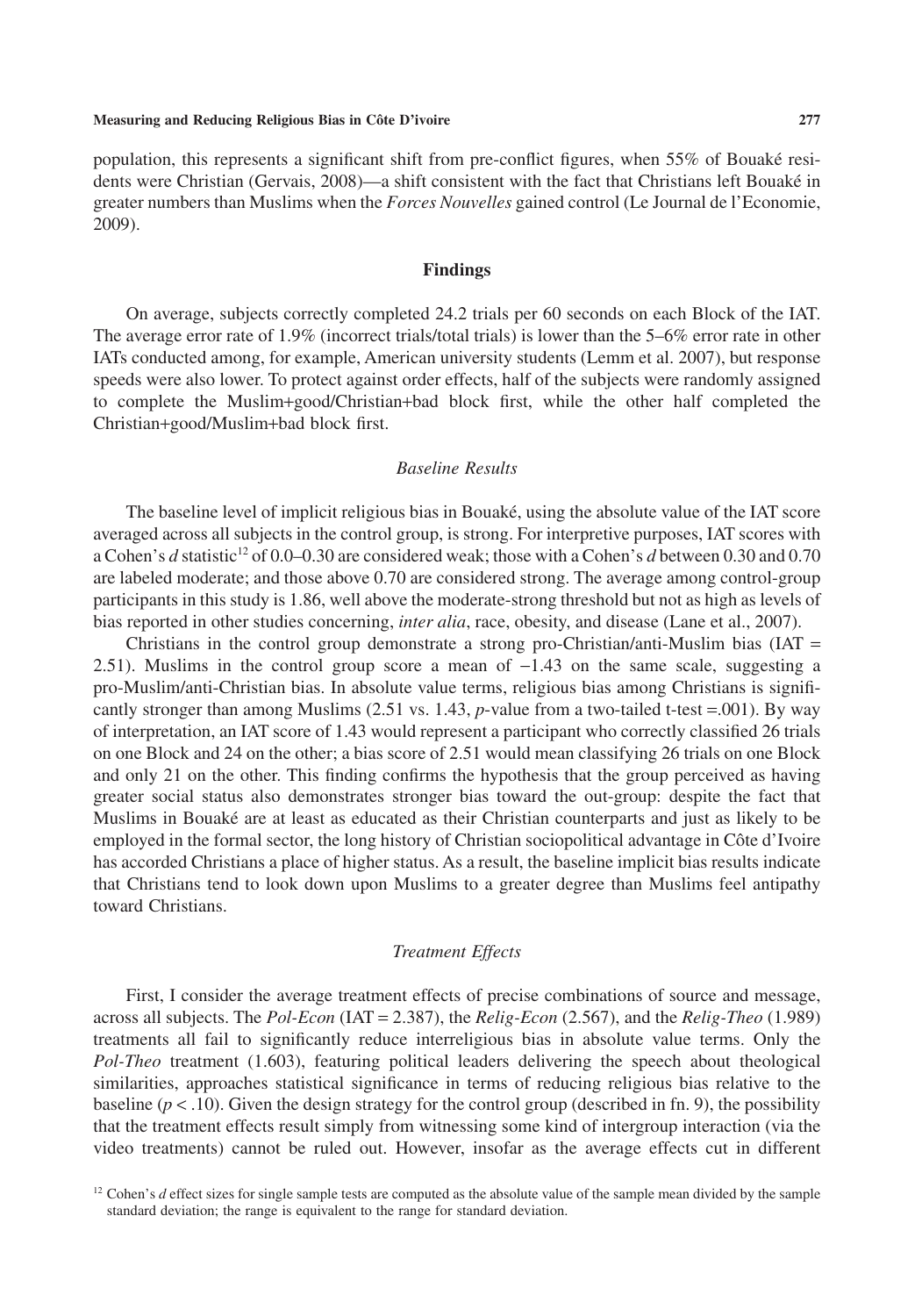population, this represents a significant shift from pre-conflict figures, when 55% of Bouaké residents were Christian (Gervais, 2008)—a shift consistent with the fact that Christians left Bouaké in greater numbers than Muslims when the *Forces Nouvelles* gained control (Le Journal de l'Economie, 2009).

## Findings

On average, subjects correctly completed 24.2 trials per 60 seconds on each Block of the IAT. The average error rate of 1.9% (incorrect trials/total trials) is lower than the 5–6% error rate in other IATs conducted among, for example, American university students (Lemm et al. 2007), but response speeds were also lower. To protect against order effects, half of the subjects were randomly assigned to complete the Muslim+good/Christian+bad block first, while the other half completed the Christian+good/Muslim+bad block first.

### *Baseline Results*

The baseline level of implicit religious bias in Bouaké, using the absolute value of the IAT score averaged across all subjects in the control group, is strong. For interpretive purposes, IAT scores with a Cohen's *d* statistic[12] of 0.0–0.30 are considered weak; those with a Cohen's *d* between 0.30 and 0.70 are labeled moderate; and those above 0.70 are considered strong. The average among control-group participants in this study is 1.86, well above the moderate-strong threshold but not as high as levels of bias reported in other studies concerning, *inter alia*, race, obesity, and disease (Lane et al., 2007).

Christians in the control group demonstrate a strong pro-Christian/anti-Muslim bias (IAT = 2.51). Muslims in the control group score a mean of −1.43 on the same scale, suggesting a pro-Muslim/anti-Christian bias. In absolute value terms, religious bias among Christians is significantly stronger than among Muslims (2.51 vs. 1.43, *p*-value from a two-tailed t-test =.001). By way of interpretation, an IAT score of 1.43 would represent a participant who correctly classified 26 trials on one Block and 24 on the other; a bias score of 2.51 would mean classifying 26 trials on one Block and only 21 on the other. This finding confirms the hypothesis that the group perceived as having greater social status also demonstrates stronger bias toward the out-group: despite the fact that Muslims in Bouaké are at least as educated as their Christian counterparts and just as likely to be employed in the formal sector, the long history of Christian sociopolitical advantage in Côte d'Ivoire has accorded Christians a place of higher status. As a result, the baseline implicit bias results indicate that Christians tend to look down upon Muslims to a greater degree than Muslims feel antipathy toward Christians.

### *Treatment Effects*

First, I consider the average treatment effects of precise combinations of source and message, across all subjects. The *Pol-Econ* (IAT = 2.387), the *Relig-Econ* (2.567), and the *Relig-Theo* (1.989) treatments all fail to significantly reduce interreligious bias in absolute value terms. Only the *Pol-Theo* treatment (1.603), featuring political leaders delivering the speech about theological similarities, approaches statistical significance in terms of reducing religious bias relative to the baseline ($p < .10$). Given the design strategy for the control group (described in fn. 9), the possibility that the treatment effects result simply from witnessing some kind of intergroup interaction (via the video treatments) cannot be ruled out. However, insofar as the average effects cut in different

[12] Cohen's *d* effect sizes for single sample tests are computed as the absolute value of the sample mean divided by the sample standard deviation; the range is equivalent to the range for standard deviation.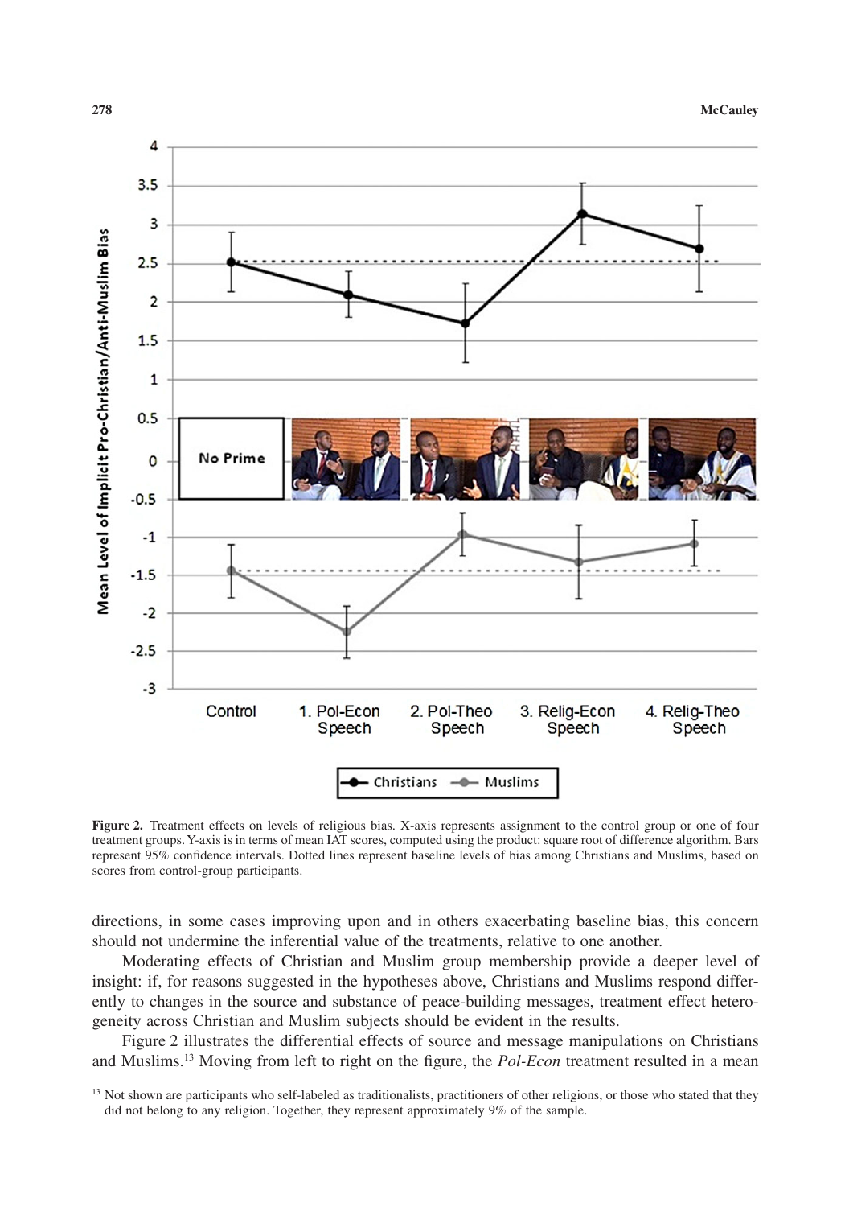**Figure 2.** Treatment effects on levels of religious bias. X-axis represents assignment to the control group or one of four treatment groups. Y-axis is in terms of mean IAT scores, computed using the product: square root of difference algorithm. Bars represent 95% confidence intervals. Dotted lines represent baseline levels of bias among Christians and Muslims, based on scores from control-group participants.

directions, in some cases improving upon and in others exacerbating baseline bias, this concern should not undermine the inferential value of the treatments, relative to one another.

Moderating effects of Christian and Muslim group membership provide a deeper level of insight: if, for reasons suggested in the hypotheses above, Christians and Muslims respond differently to changes in the source and substance of peace-building messages, treatment effect heterogeneity across Christian and Muslim subjects should be evident in the results.

Figure 2 illustrates the differential effects of source and message manipulations on Christians and Muslims.[13] Moving from left to right on the figure, the *Pol-Econ* treatment resulted in a mean

[13] Not shown are participants who self-labeled as traditionalists, practitioners of other religions, or those who stated that they did not belong to any religion. Together, they represent approximately 9% of the sample.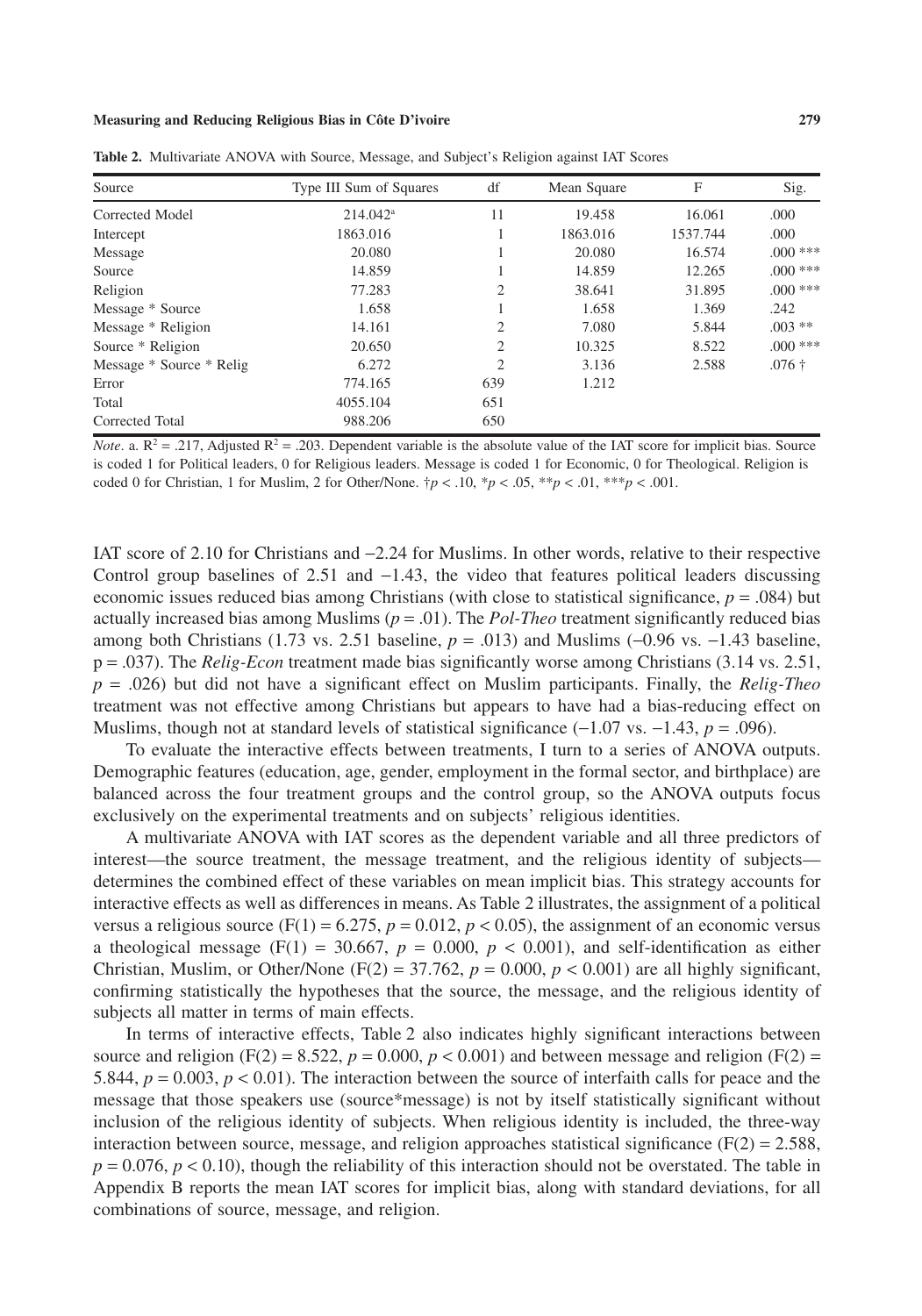**Table 2.** Multivariate ANOVA with Source, Message, and Subject's Religion against IAT Scores

| Source | Type III Sum of Squares | df | Mean Square | F | Sig. |
|---|---|---|---|---|---|
| Corrected Model | 214.042[a] | 11 | 19.458 | 16.061 | .000 |
| Intercept | 1863.016 | 1 | 1863.016 | 1537.744 | .000 |
| Message | 20.080 | 1 | 20.080 | 16.574 | .000 *** |
| Source | 14.859 | 1 | 14.859 | 12.265 | .000 *** |
| Religion | 77.283 | 2 | 38.641 | 31.895 | .000 *** |
| Message * Source | 1.658 | 1 | 1.658 | 1.369 | .242 |
| Message * Religion | 14.161 | 2 | 7.080 | 5.844 | .003 ** |
| Source * Religion | 20.650 | 2 | 10.325 | 8.522 | .000 *** |
| Message * Source * Relig | 6.272 | 2 | 3.136 | 2.588 | .076 † |
| Error | 774.165 | 639 | 1.212 | | |
| Total | 4055.104 | 651 | | | |
| Corrected Total | 988.206 | 650 | | | |

*Note*. a. $R^2 = .217$, Adjusted $R^2 = .203$. Dependent variable is the absolute value of the IAT score for implicit bias. Source is coded 1 for Political leaders, 0 for Religious leaders. Message is coded 1 for Economic, 0 for Theological. Religion is coded 0 for Christian, 1 for Muslim, 2 for Other/None. †$p < .10$, *$p < .05$, **$p < .01$, ***$p < .001$.

IAT score of 2.10 for Christians and −2.24 for Muslims. In other words, relative to their respective Control group baselines of 2.51 and −1.43, the video that features political leaders discussing economic issues reduced bias among Christians (with close to statistical significance, $p = .084$) but actually increased bias among Muslims ($p = .01$). The *Pol-Theo* treatment significantly reduced bias among both Christians (1.73 vs. 2.51 baseline, $p = .013$) and Muslims (−0.96 vs. −1.43 baseline, $p = .037$). The *Relig-Econ* treatment made bias significantly worse among Christians (3.14 vs. 2.51, $p = .026$) but did not have a significant effect on Muslim participants. Finally, the *Relig-Theo* treatment was not effective among Christians but appears to have had a bias-reducing effect on Muslims, though not at standard levels of statistical significance (−1.07 vs. −1.43, $p = .096$).

To evaluate the interactive effects between treatments, I turn to a series of ANOVA outputs. Demographic features (education, age, gender, employment in the formal sector, and birthplace) are balanced across the four treatment groups and the control group, so the ANOVA outputs focus exclusively on the experimental treatments and on subjects' religious identities.

A multivariate ANOVA with IAT scores as the dependent variable and all three predictors of interest—the source treatment, the message treatment, and the religious identity of subjects—determines the combined effect of these variables on mean implicit bias. This strategy accounts for interactive effects as well as differences in means. As Table 2 illustrates, the assignment of a political versus a religious source ($F(1) = 6.275$, $p = 0.012$, $p < 0.05$), the assignment of an economic versus a theological message ($F(1) = 30.667$, $p = 0.000$, $p < 0.001$), and self-identification as either Christian, Muslim, or Other/None ($F(2) = 37.762$, $p = 0.000$, $p < 0.001$) are all highly significant, confirming statistically the hypotheses that the source, the message, and the religious identity of subjects all matter in terms of main effects.

In terms of interactive effects, Table 2 also indicates highly significant interactions between source and religion ($F(2) = 8.522$, $p = 0.000$, $p < 0.001$) and between message and religion ($F(2) = 5.844$, $p = 0.003$, $p < 0.01$). The interaction between the source of interfaith calls for peace and the message that those speakers use (source*message) is not by itself statistically significant without inclusion of the religious identity of subjects. When religious identity is included, the three-way interaction between source, message, and religion approaches statistical significance ($F(2) = 2.588$, $p = 0.076$, $p < 0.10$), though the reliability of this interaction should not be overstated. The table in Appendix B reports the mean IAT scores for implicit bias, along with standard deviations, for all combinations of source, message, and religion.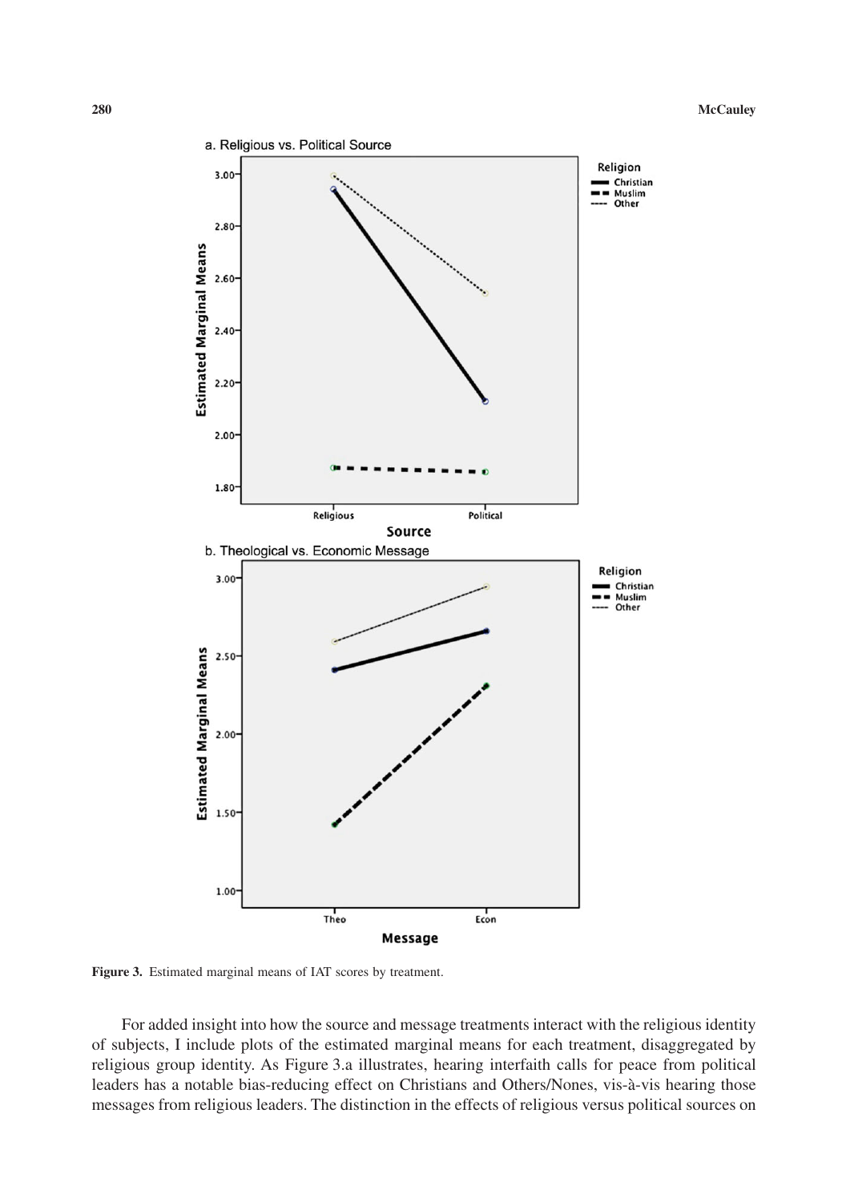**Figure 3.** Estimated marginal means of IAT scores by treatment.

For added insight into how the source and message treatments interact with the religious identity of subjects, I include plots of the estimated marginal means for each treatment, disaggregated by religious group identity. As Figure 3.a illustrates, hearing interfaith calls for peace from political leaders has a notable bias-reducing effect on Christians and Others/Nones, vis-à-vis hearing those messages from religious leaders. The distinction in the effects of religious versus political sources on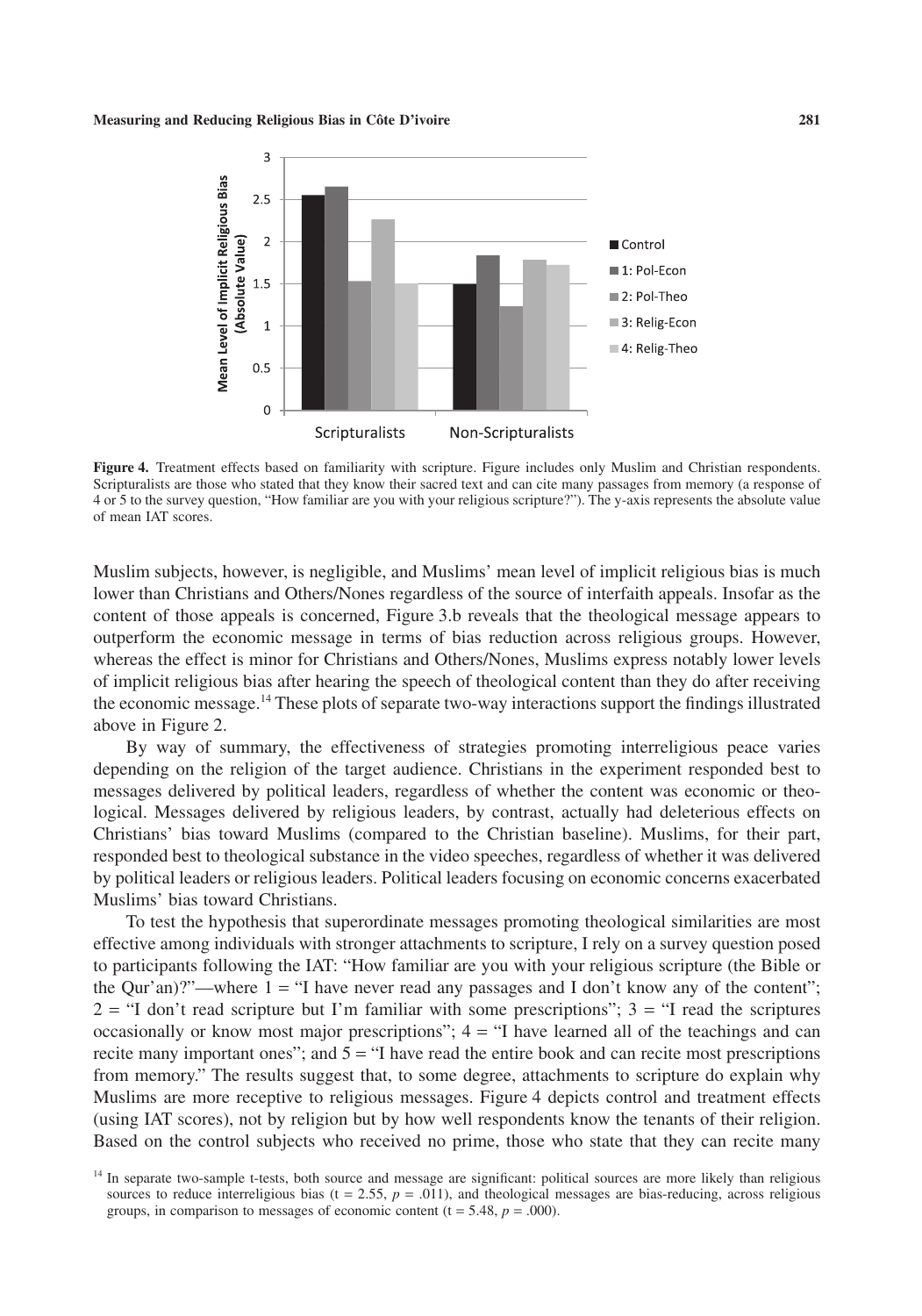**Figure 4.** Treatment effects based on familiarity with scripture. Figure includes only Muslim and Christian respondents. Scripturalists are those who stated that they know their sacred text and can cite many passages from memory (a response of 4 or 5 to the survey question, "How familiar are you with your religious scripture?"). The y-axis represents the absolute value of mean IAT scores.

Muslim subjects, however, is negligible, and Muslims' mean level of implicit religious bias is much lower than Christians and Others/Nones regardless of the source of interfaith appeals. Insofar as the content of those appeals is concerned, Figure 3.b reveals that the theological message appears to outperform the economic message in terms of bias reduction across religious groups. However, whereas the effect is minor for Christians and Others/Nones, Muslims express notably lower levels of implicit religious bias after hearing the speech of theological content than they do after receiving the economic message.[14] These plots of separate two-way interactions support the findings illustrated above in Figure 2.

By way of summary, the effectiveness of strategies promoting interreligious peace varies depending on the religion of the target audience. Christians in the experiment responded best to messages delivered by political leaders, regardless of whether the content was economic or theological. Messages delivered by religious leaders, by contrast, actually had deleterious effects on Christians' bias toward Muslims (compared to the Christian baseline). Muslims, for their part, responded best to theological substance in the video speeches, regardless of whether it was delivered by political leaders or religious leaders. Political leaders focusing on economic concerns exacerbated Muslims' bias toward Christians.

To test the hypothesis that superordinate messages promoting theological similarities are most effective among individuals with stronger attachments to scripture, I rely on a survey question posed to participants following the IAT: "How familiar are you with your religious scripture (the Bible or the Qur'an)?"—where 1 = "I have never read any passages and I don't know any of the content"; 2 = "I don't read scripture but I'm familiar with some prescriptions"; 3 = "I read the scriptures occasionally or know most major prescriptions"; 4 = "I have learned all of the teachings and can recite many important ones"; and 5 = "I have read the entire book and can recite most prescriptions from memory." The results suggest that, to some degree, attachments to scripture do explain why Muslims are more receptive to religious messages. Figure 4 depicts control and treatment effects (using IAT scores), not by religion but by how well respondents know the tenants of their religion. Based on the control subjects who received no prime, those who state that they can recite many

[14] In separate two-sample t-tests, both source and message are significant: political sources are more likely than religious sources to reduce interreligious bias ($t = 2.55$, $p = .011$), and theological messages are bias-reducing, across religious groups, in comparison to messages of economic content ($t = 5.48$, $p = .000$).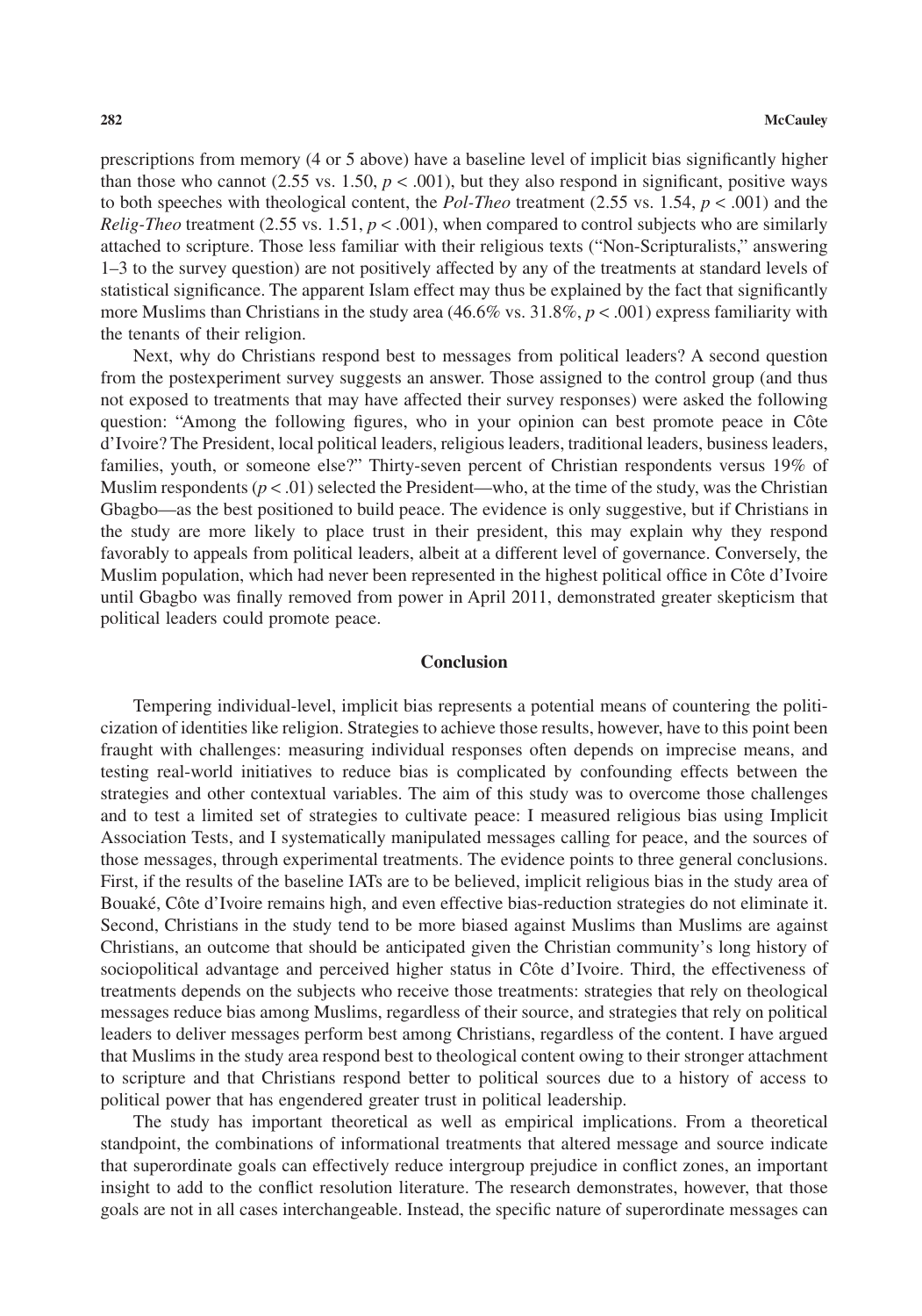prescriptions from memory (4 or 5 above) have a baseline level of implicit bias significantly higher than those who cannot (2.55 vs. 1.50, $p < .001$), but they also respond in significant, positive ways to both speeches with theological content, the *Pol-Theo* treatment (2.55 vs. 1.54, $p < .001$) and the *Relig-Theo* treatment (2.55 vs. 1.51, $p < .001$), when compared to control subjects who are similarly attached to scripture. Those less familiar with their religious texts ("Non-Scripturalists," answering 1–3 to the survey question) are not positively affected by any of the treatments at standard levels of statistical significance. The apparent Islam effect may thus be explained by the fact that significantly more Muslims than Christians in the study area (46.6% vs. 31.8%, $p < .001$) express familiarity with the tenants of their religion.

Next, why do Christians respond best to messages from political leaders? A second question from the postexperiment survey suggests an answer. Those assigned to the control group (and thus not exposed to treatments that may have affected their survey responses) were asked the following question: "Among the following figures, who in your opinion can best promote peace in Côte d'Ivoire? The President, local political leaders, religious leaders, traditional leaders, business leaders, families, youth, or someone else?" Thirty-seven percent of Christian respondents versus 19% of Muslim respondents ($p < .01$) selected the President—who, at the time of the study, was the Christian Gbagbo—as the best positioned to build peace. The evidence is only suggestive, but if Christians in the study are more likely to place trust in their president, this may explain why they respond favorably to appeals from political leaders, albeit at a different level of governance. Conversely, the Muslim population, which had never been represented in the highest political office in Côte d'Ivoire until Gbagbo was finally removed from power in April 2011, demonstrated greater skepticism that political leaders could promote peace.

## Conclusion

Tempering individual-level, implicit bias represents a potential means of countering the politicization of identities like religion. Strategies to achieve those results, however, have to this point been fraught with challenges: measuring individual responses often depends on imprecise means, and testing real-world initiatives to reduce bias is complicated by confounding effects between the strategies and other contextual variables. The aim of this study was to overcome those challenges and to test a limited set of strategies to cultivate peace: I measured religious bias using Implicit Association Tests, and I systematically manipulated messages calling for peace, and the sources of those messages, through experimental treatments. The evidence points to three general conclusions. First, if the results of the baseline IATs are to be believed, implicit religious bias in the study area of Bouaké, Côte d'Ivoire remains high, and even effective bias-reduction strategies do not eliminate it. Second, Christians in the study tend to be more biased against Muslims than Muslims are against Christians, an outcome that should be anticipated given the Christian community's long history of sociopolitical advantage and perceived higher status in Côte d'Ivoire. Third, the effectiveness of treatments depends on the subjects who receive those treatments: strategies that rely on theological messages reduce bias among Muslims, regardless of their source, and strategies that rely on political leaders to deliver messages perform best among Christians, regardless of the content. I have argued that Muslims in the study area respond best to theological content owing to their stronger attachment to scripture and that Christians respond better to political sources due to a history of access to political power that has engendered greater trust in political leadership.

The study has important theoretical as well as empirical implications. From a theoretical standpoint, the combinations of informational treatments that altered message and source indicate that superordinate goals can effectively reduce intergroup prejudice in conflict zones, an important insight to add to the conflict resolution literature. The research demonstrates, however, that those goals are not in all cases interchangeable. Instead, the specific nature of superordinate messages can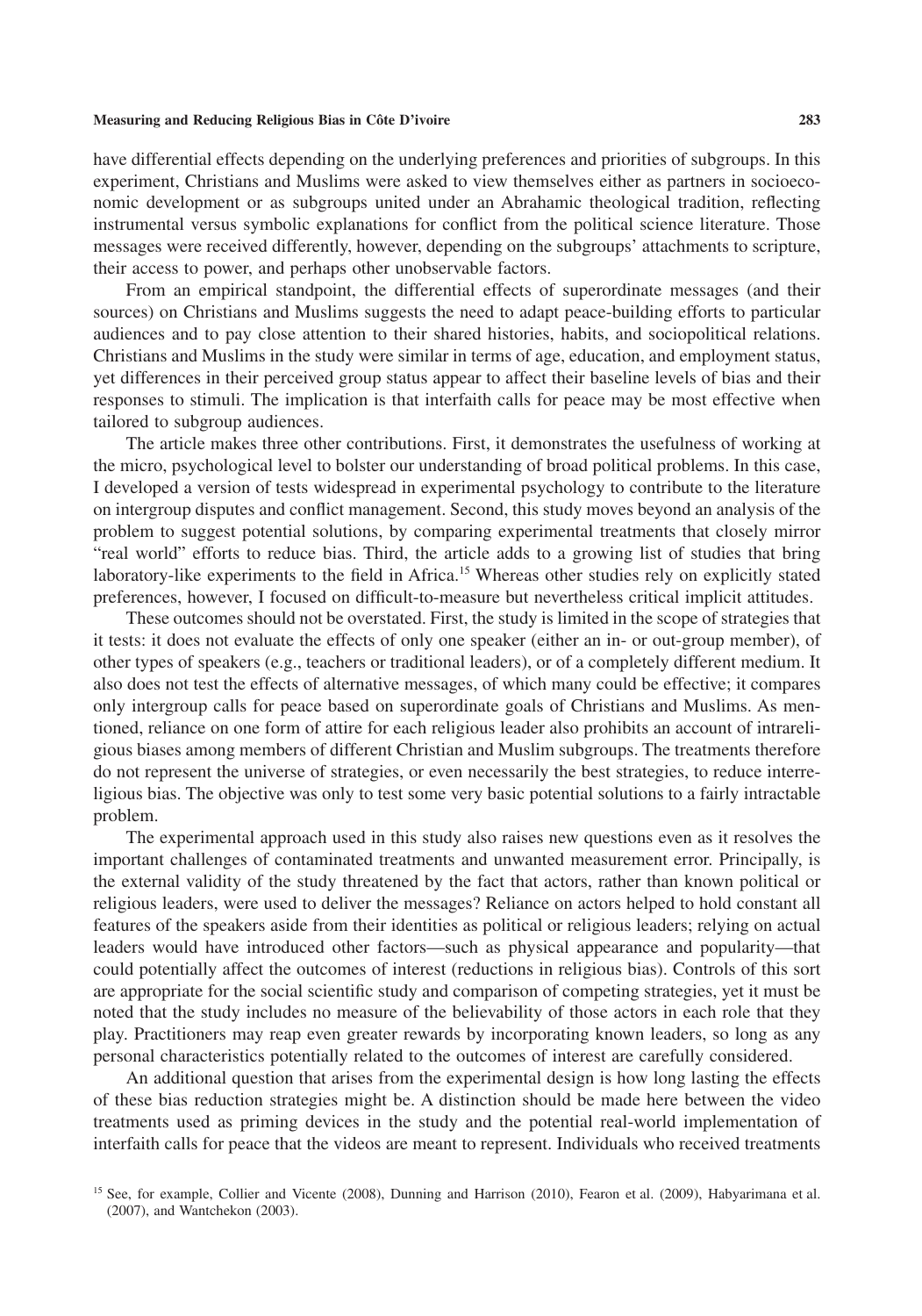have differential effects depending on the underlying preferences and priorities of subgroups. In this experiment, Christians and Muslims were asked to view themselves either as partners in socioeconomic development or as subgroups united under an Abrahamic theological tradition, reflecting instrumental versus symbolic explanations for conflict from the political science literature. Those messages were received differently, however, depending on the subgroups' attachments to scripture, their access to power, and perhaps other unobservable factors.

From an empirical standpoint, the differential effects of superordinate messages (and their sources) on Christians and Muslims suggests the need to adapt peace-building efforts to particular audiences and to pay close attention to their shared histories, habits, and sociopolitical relations. Christians and Muslims in the study were similar in terms of age, education, and employment status, yet differences in their perceived group status appear to affect their baseline levels of bias and their responses to stimuli. The implication is that interfaith calls for peace may be most effective when tailored to subgroup audiences.

The article makes three other contributions. First, it demonstrates the usefulness of working at the micro, psychological level to bolster our understanding of broad political problems. In this case, I developed a version of tests widespread in experimental psychology to contribute to the literature on intergroup disputes and conflict management. Second, this study moves beyond an analysis of the problem to suggest potential solutions, by comparing experimental treatments that closely mirror "real world" efforts to reduce bias. Third, the article adds to a growing list of studies that bring laboratory-like experiments to the field in Africa.[15] Whereas other studies rely on explicitly stated preferences, however, I focused on difficult-to-measure but nevertheless critical implicit attitudes.

These outcomes should not be overstated. First, the study is limited in the scope of strategies that it tests: it does not evaluate the effects of only one speaker (either an in- or out-group member), of other types of speakers (e.g., teachers or traditional leaders), or of a completely different medium. It also does not test the effects of alternative messages, of which many could be effective; it compares only intergroup calls for peace based on superordinate goals of Christians and Muslims. As mentioned, reliance on one form of attire for each religious leader also prohibits an account of intrareligious biases among members of different Christian and Muslim subgroups. The treatments therefore do not represent the universe of strategies, or even necessarily the best strategies, to reduce interreligious bias. The objective was only to test some very basic potential solutions to a fairly intractable problem.

The experimental approach used in this study also raises new questions even as it resolves the important challenges of contaminated treatments and unwanted measurement error. Principally, is the external validity of the study threatened by the fact that actors, rather than known political or religious leaders, were used to deliver the messages? Reliance on actors helped to hold constant all features of the speakers aside from their identities as political or religious leaders; relying on actual leaders would have introduced other factors—such as physical appearance and popularity—that could potentially affect the outcomes of interest (reductions in religious bias). Controls of this sort are appropriate for the social scientific study and comparison of competing strategies, yet it must be noted that the study includes no measure of the believability of those actors in each role that they play. Practitioners may reap even greater rewards by incorporating known leaders, so long as any personal characteristics potentially related to the outcomes of interest are carefully considered.

An additional question that arises from the experimental design is how long lasting the effects of these bias reduction strategies might be. A distinction should be made here between the video treatments used as priming devices in the study and the potential real-world implementation of interfaith calls for peace that the videos are meant to represent. Individuals who received treatments

[15] See, for example, Collier and Vicente (2008), Dunning and Harrison (2010), Fearon et al. (2009), Habyarimana et al. (2007), and Wantchekon (2003).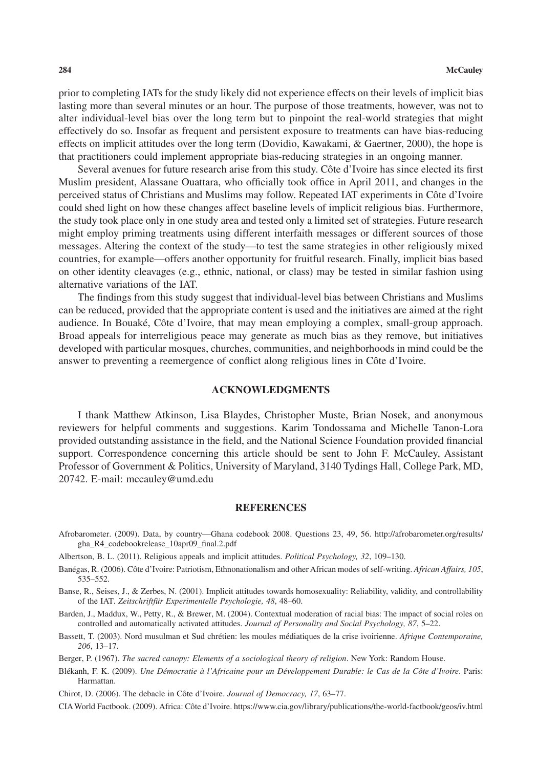prior to completing IATs for the study likely did not experience effects on their levels of implicit bias lasting more than several minutes or an hour. The purpose of those treatments, however, was not to alter individual-level bias over the long term but to pinpoint the real-world strategies that might effectively do so. Insofar as frequent and persistent exposure to treatments can have bias-reducing effects on implicit attitudes over the long term (Dovidio, Kawakami, & Gaertner, 2000), the hope is that practitioners could implement appropriate bias-reducing strategies in an ongoing manner.

Several avenues for future research arise from this study. Côte d'Ivoire has since elected its first Muslim president, Alassane Ouattara, who officially took office in April 2011, and changes in the perceived status of Christians and Muslims may follow. Repeated IAT experiments in Côte d'Ivoire could shed light on how these changes affect baseline levels of implicit religious bias. Furthermore, the study took place only in one study area and tested only a limited set of strategies. Future research might employ priming treatments using different interfaith messages or different sources of those messages. Altering the context of the study—to test the same strategies in other religiously mixed countries, for example—offers another opportunity for fruitful research. Finally, implicit bias based on other identity cleavages (e.g., ethnic, national, or class) may be tested in similar fashion using alternative variations of the IAT.

The findings from this study suggest that individual-level bias between Christians and Muslims can be reduced, provided that the appropriate content is used and the initiatives are aimed at the right audience. In Bouaké, Côte d'Ivoire, that may mean employing a complex, small-group approach. Broad appeals for interreligious peace may generate as much bias as they remove, but initiatives developed with particular mosques, churches, communities, and neighborhoods in mind could be the answer to preventing a reemergence of conflict along religious lines in Côte d'Ivoire.

## ACKNOWLEDGMENTS

I thank Matthew Atkinson, Lisa Blaydes, Christopher Muste, Brian Nosek, and anonymous reviewers for helpful comments and suggestions. Karim Tondossama and Michelle Tanon-Lora provided outstanding assistance in the field, and the National Science Foundation provided financial support. Correspondence concerning this article should be sent to John F. McCauley, Assistant Professor of Government & Politics, University of Maryland, 3140 Tydings Hall, College Park, MD, 20742. E-mail: mccauley@umd.edu

## REFERENCES

Afrobarometer. (2009). Data, by country—Ghana codebook 2008. Questions 23, 49, 56. http://afrobarometer.org/results/gha_R4_codebookrelease_10apr09_final.2.pdf

Albertson, B. L. (2011). Religious appeals and implicit attitudes. *Political Psychology, 32*, 109–130.

Banégas, R. (2006). Côte d'Ivoire: Patriotism, Ethnonationalism and other African modes of self-writing. *African Affairs, 105*, 535–552.

Banse, R., Seises, J., & Zerbes, N. (2001). Implicit attitudes towards homosexuality: Reliability, validity, and controllability of the IAT. *Zeitschriftfür Experimentelle Psychologie, 48*, 48–60.

Barden, J., Maddux, W., Petty, R., & Brewer, M. (2004). Contextual moderation of racial bias: The impact of social roles on controlled and automatically activated attitudes. *Journal of Personality and Social Psychology, 87*, 5–22.

Bassett, T. (2003). Nord musulman et Sud chrétien: les moules médiatiques de la crise ivoirienne. *Afrique Contemporaine, 206*, 13–17.

Berger, P. (1967). *The sacred canopy: Elements of a sociological theory of religion*. New York: Random House.

Blékanh, F. K. (2009). *Une Démocratie à l'Africaine pour un Développement Durable: le Cas de la Côte d'Ivoire*. Paris: Harmattan.

Chirot, D. (2006). The debacle in Côte d'Ivoire. *Journal of Democracy, 17*, 63–77.

CIA World Factbook. (2009). Africa: Côte d'Ivoire. https://www.cia.gov/library/publications/the-world-factbook/geos/iv.html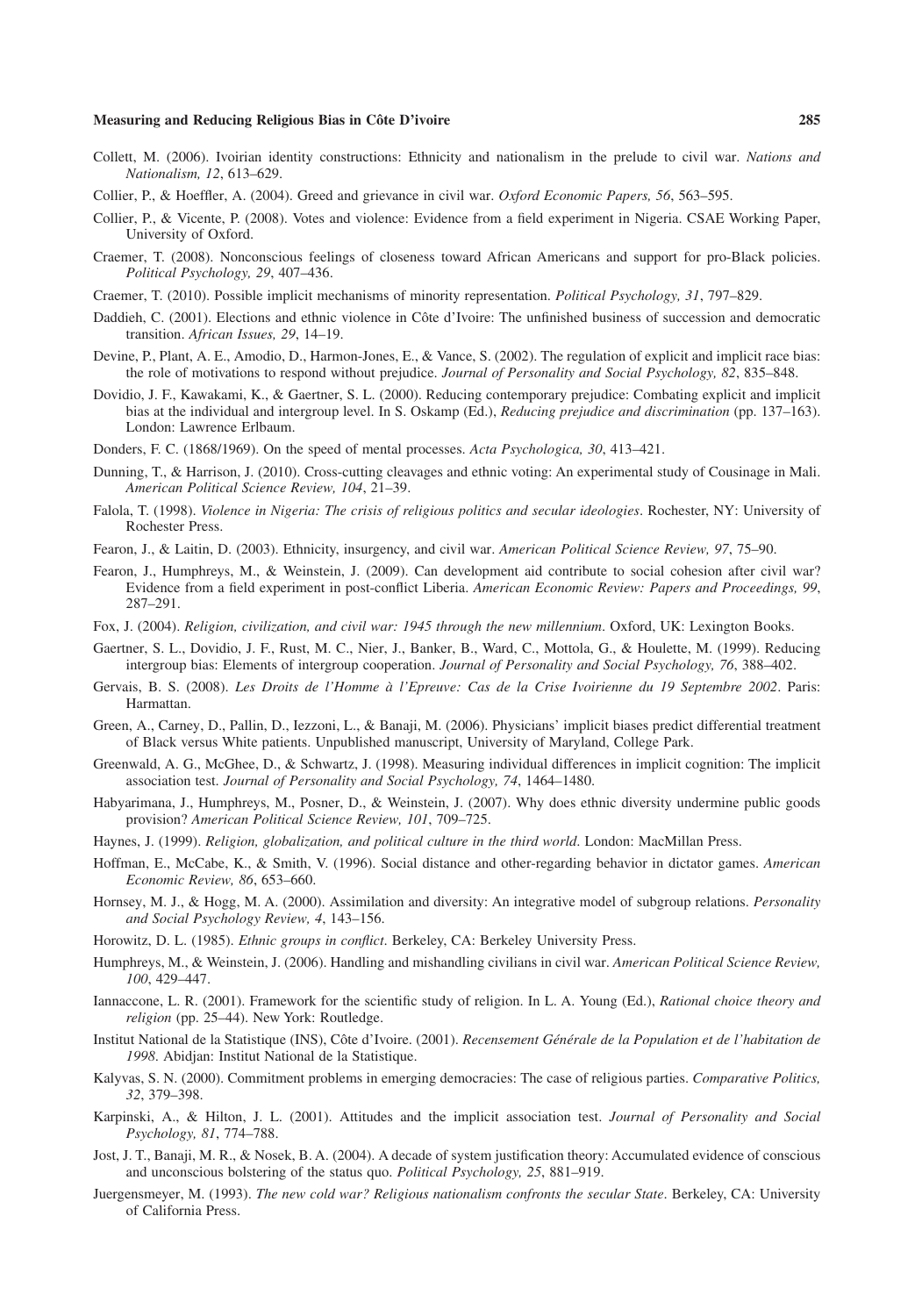Collett, M. (2006). Ivoirian identity constructions: Ethnicity and nationalism in the prelude to civil war. *Nations and Nationalism, 12*, 613–629.

Collier, P., & Hoeffler, A. (2004). Greed and grievance in civil war. *Oxford Economic Papers, 56*, 563–595.

Collier, P., & Vicente, P. (2008). Votes and violence: Evidence from a field experiment in Nigeria. CSAE Working Paper, University of Oxford.

Craemer, T. (2008). Nonconscious feelings of closeness toward African Americans and support for pro-Black policies. *Political Psychology, 29*, 407–436.

Craemer, T. (2010). Possible implicit mechanisms of minority representation. *Political Psychology, 31*, 797–829.

Daddieh, C. (2001). Elections and ethnic violence in Côte d'Ivoire: The unfinished business of succession and democratic transition. *African Issues, 29*, 14–19.

Devine, P., Plant, A. E., Amodio, D., Harmon-Jones, E., & Vance, S. (2002). The regulation of explicit and implicit race bias: the role of motivations to respond without prejudice. *Journal of Personality and Social Psychology, 82*, 835–848.

Dovidio, J. F., Kawakami, K., & Gaertner, S. L. (2000). Reducing contemporary prejudice: Combating explicit and implicit bias at the individual and intergroup level. In S. Oskamp (Ed.), *Reducing prejudice and discrimination* (pp. 137–163). London: Lawrence Erlbaum.

Donders, F. C. (1868/1969). On the speed of mental processes. *Acta Psychologica, 30*, 413–421.

Dunning, T., & Harrison, J. (2010). Cross-cutting cleavages and ethnic voting: An experimental study of Cousinage in Mali. *American Political Science Review, 104*, 21–39.

Falola, T. (1998). *Violence in Nigeria: The crisis of religious politics and secular ideologies*. Rochester, NY: University of Rochester Press.

Fearon, J., & Laitin, D. (2003). Ethnicity, insurgency, and civil war. *American Political Science Review, 97*, 75–90.

Fearon, J., Humphreys, M., & Weinstein, J. (2009). Can development aid contribute to social cohesion after civil war? Evidence from a field experiment in post-conflict Liberia. *American Economic Review: Papers and Proceedings, 99*, 287–291.

Fox, J. (2004). *Religion, civilization, and civil war: 1945 through the new millennium*. Oxford, UK: Lexington Books.

Gaertner, S. L., Dovidio, J. F., Rust, M. C., Nier, J., Banker, B., Ward, C., Mottola, G., & Houlette, M. (1999). Reducing intergroup bias: Elements of intergroup cooperation. *Journal of Personality and Social Psychology, 76*, 388–402.

Gervais, B. S. (2008). *Les Droits de l'Homme à l'Epreuve: Cas de la Crise Ivoirienne du 19 Septembre 2002*. Paris: Harmattan.

Green, A., Carney, D., Pallin, D., Iezzoni, L., & Banaji, M. (2006). Physicians' implicit biases predict differential treatment of Black versus White patients. Unpublished manuscript, University of Maryland, College Park.

Greenwald, A. G., McGhee, D., & Schwartz, J. (1998). Measuring individual differences in implicit cognition: The implicit association test. *Journal of Personality and Social Psychology, 74*, 1464–1480.

Habyarimana, J., Humphreys, M., Posner, D., & Weinstein, J. (2007). Why does ethnic diversity undermine public goods provision? *American Political Science Review, 101*, 709–725.

Haynes, J. (1999). *Religion, globalization, and political culture in the third world*. London: MacMillan Press.

Hoffman, E., McCabe, K., & Smith, V. (1996). Social distance and other-regarding behavior in dictator games. *American Economic Review, 86*, 653–660.

Hornsey, M. J., & Hogg, M. A. (2000). Assimilation and diversity: An integrative model of subgroup relations. *Personality and Social Psychology Review, 4*, 143–156.

Horowitz, D. L. (1985). *Ethnic groups in conflict*. Berkeley, CA: Berkeley University Press.

Humphreys, M., & Weinstein, J. (2006). Handling and mishandling civilians in civil war. *American Political Science Review, 100*, 429–447.

Iannaccone, L. R. (2001). Framework for the scientific study of religion. In L. A. Young (Ed.), *Rational choice theory and religion* (pp. 25–44). New York: Routledge.

Institut National de la Statistique (INS), Côte d'Ivoire. (2001). *Recensement Générale de la Population et de l'habitation de 1998*. Abidjan: Institut National de la Statistique.

Kalyvas, S. N. (2000). Commitment problems in emerging democracies: The case of religious parties. *Comparative Politics, 32*, 379–398.

Karpinski, A., & Hilton, J. L. (2001). Attitudes and the implicit association test. *Journal of Personality and Social Psychology, 81*, 774–788.

Jost, J. T., Banaji, M. R., & Nosek, B. A. (2004). A decade of system justification theory: Accumulated evidence of conscious and unconscious bolstering of the status quo. *Political Psychology, 25*, 881–919.

Juergensmeyer, M. (1993). *The new cold war? Religious nationalism confronts the secular State*. Berkeley, CA: University of California Press.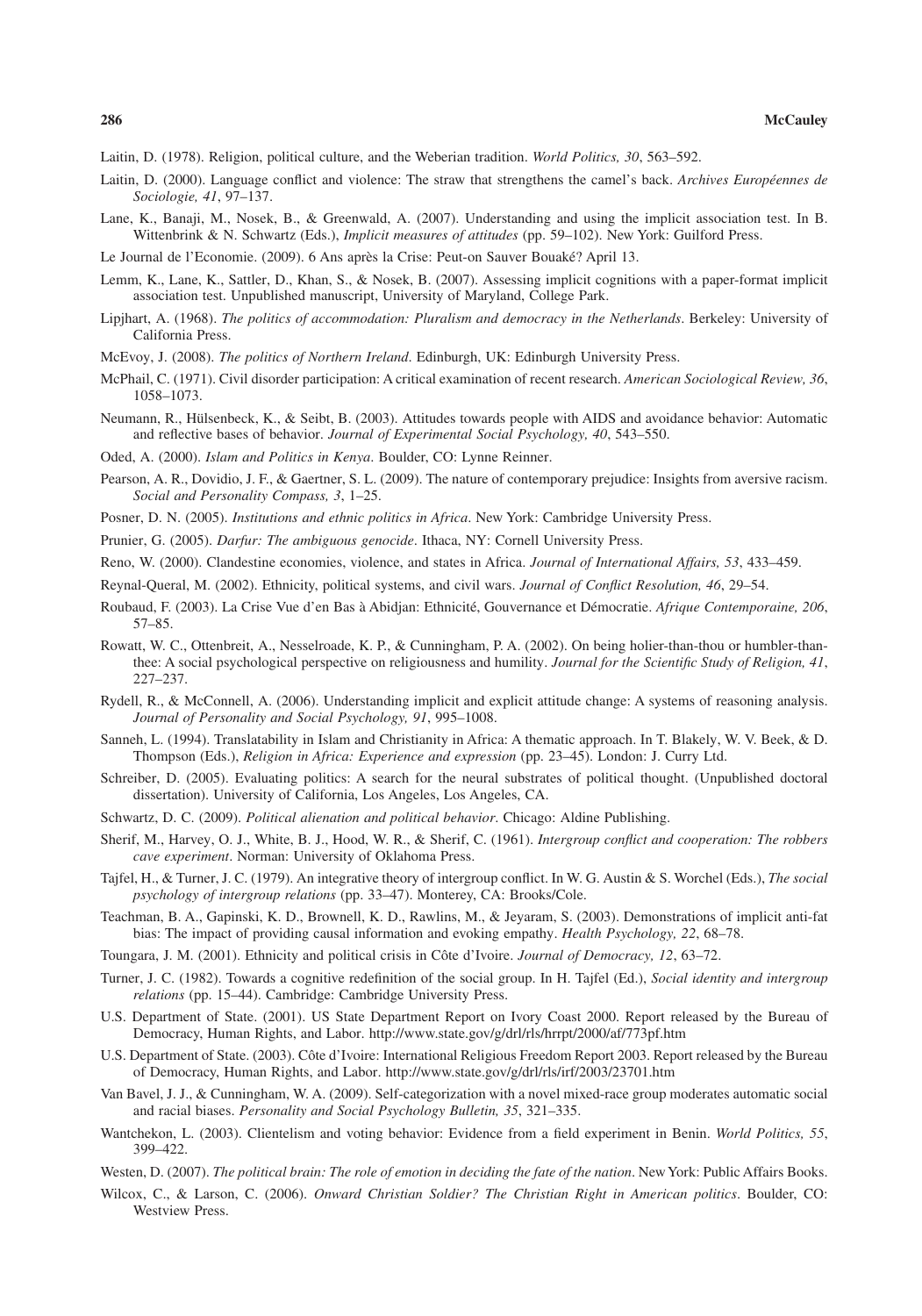Laitin, D. (1978). Religion, political culture, and the Weberian tradition. *World Politics, 30*, 563–592.

Laitin, D. (2000). Language conflict and violence: The straw that strengthens the camel's back. *Archives Européennes de Sociologie, 41*, 97–137.

Lane, K., Banaji, M., Nosek, B., & Greenwald, A. (2007). Understanding and using the implicit association test. In B. Wittenbrink & N. Schwartz (Eds.), *Implicit measures of attitudes* (pp. 59–102). New York: Guilford Press.

Le Journal de l'Economie. (2009). 6 Ans après la Crise: Peut-on Sauver Bouaké? April 13.

Lemm, K., Lane, K., Sattler, D., Khan, S., & Nosek, B. (2007). Assessing implicit cognitions with a paper-format implicit association test. Unpublished manuscript, University of Maryland, College Park.

Lipjhart, A. (1968). *The politics of accommodation: Pluralism and democracy in the Netherlands*. Berkeley: University of California Press.

McEvoy, J. (2008). *The politics of Northern Ireland*. Edinburgh, UK: Edinburgh University Press.

McPhail, C. (1971). Civil disorder participation: A critical examination of recent research. *American Sociological Review, 36*, 1058–1073.

Neumann, R., Hülsenbeck, K., & Seibt, B. (2003). Attitudes towards people with AIDS and avoidance behavior: Automatic and reflective bases of behavior. *Journal of Experimental Social Psychology, 40*, 543–550.

Oded, A. (2000). *Islam and Politics in Kenya*. Boulder, CO: Lynne Reinner.

Pearson, A. R., Dovidio, J. F., & Gaertner, S. L. (2009). The nature of contemporary prejudice: Insights from aversive racism. *Social and Personality Compass, 3*, 1–25.

Posner, D. N. (2005). *Institutions and ethnic politics in Africa*. New York: Cambridge University Press.

Prunier, G. (2005). *Darfur: The ambiguous genocide*. Ithaca, NY: Cornell University Press.

Reno, W. (2000). Clandestine economies, violence, and states in Africa. *Journal of International Affairs, 53*, 433–459.

Reynal-Queral, M. (2002). Ethnicity, political systems, and civil wars. *Journal of Conflict Resolution, 46*, 29–54.

Roubaud, F. (2003). La Crise Vue d'en Bas à Abidjan: Ethnicité, Gouvernance et Démocratie. *Afrique Contemporaine, 206*, 57–85.

Rowatt, W. C., Ottenbreit, A., Nesselroade, K. P., & Cunningham, P. A. (2002). On being holier-than-thou or humbler-than-thee: A social psychological perspective on religiousness and humility. *Journal for the Scientific Study of Religion, 41*, 227–237.

Rydell, R., & McConnell, A. (2006). Understanding implicit and explicit attitude change: A systems of reasoning analysis. *Journal of Personality and Social Psychology, 91*, 995–1008.

Sanneh, L. (1994). Translatability in Islam and Christianity in Africa: A thematic approach. In T. Blakely, W. V. Beek, & D. Thompson (Eds.), *Religion in Africa: Experience and expression* (pp. 23–45). London: J. Curry Ltd.

Schreiber, D. (2005). Evaluating politics: A search for the neural substrates of political thought. (Unpublished doctoral dissertation). University of California, Los Angeles, Los Angeles, CA.

Schwartz, D. C. (2009). *Political alienation and political behavior*. Chicago: Aldine Publishing.

Sherif, M., Harvey, O. J., White, B. J., Hood, W. R., & Sherif, C. (1961). *Intergroup conflict and cooperation: The robbers cave experiment*. Norman: University of Oklahoma Press.

Tajfel, H., & Turner, J. C. (1979). An integrative theory of intergroup conflict. In W. G. Austin & S. Worchel (Eds.), *The social psychology of intergroup relations* (pp. 33–47). Monterey, CA: Brooks/Cole.

Teachman, B. A., Gapinski, K. D., Brownell, K. D., Rawlins, M., & Jeyaram, S. (2003). Demonstrations of implicit anti-fat bias: The impact of providing causal information and evoking empathy. *Health Psychology, 22*, 68–78.

Toungara, J. M. (2001). Ethnicity and political crisis in Côte d'Ivoire. *Journal of Democracy, 12*, 63–72.

Turner, J. C. (1982). Towards a cognitive redefinition of the social group. In H. Tajfel (Ed.), *Social identity and intergroup relations* (pp. 15–44). Cambridge: Cambridge University Press.

U.S. Department of State. (2001). US State Department Report on Ivory Coast 2000. Report released by the Bureau of Democracy, Human Rights, and Labor. http://www.state.gov/g/drl/rls/hrrpt/2000/af/773pf.htm

U.S. Department of State. (2003). Côte d'Ivoire: International Religious Freedom Report 2003. Report released by the Bureau of Democracy, Human Rights, and Labor. http://www.state.gov/g/drl/rls/irf/2003/23701.htm

Van Bavel, J. J., & Cunningham, W. A. (2009). Self-categorization with a novel mixed-race group moderates automatic social and racial biases. *Personality and Social Psychology Bulletin, 35*, 321–335.

Wantchekon, L. (2003). Clientelism and voting behavior: Evidence from a field experiment in Benin. *World Politics, 55*, 399–422.

Westen, D. (2007). *The political brain: The role of emotion in deciding the fate of the nation*. New York: Public Affairs Books.

Wilcox, C., & Larson, C. (2006). *Onward Christian Soldier? The Christian Right in American politics*. Boulder, CO: Westview Press.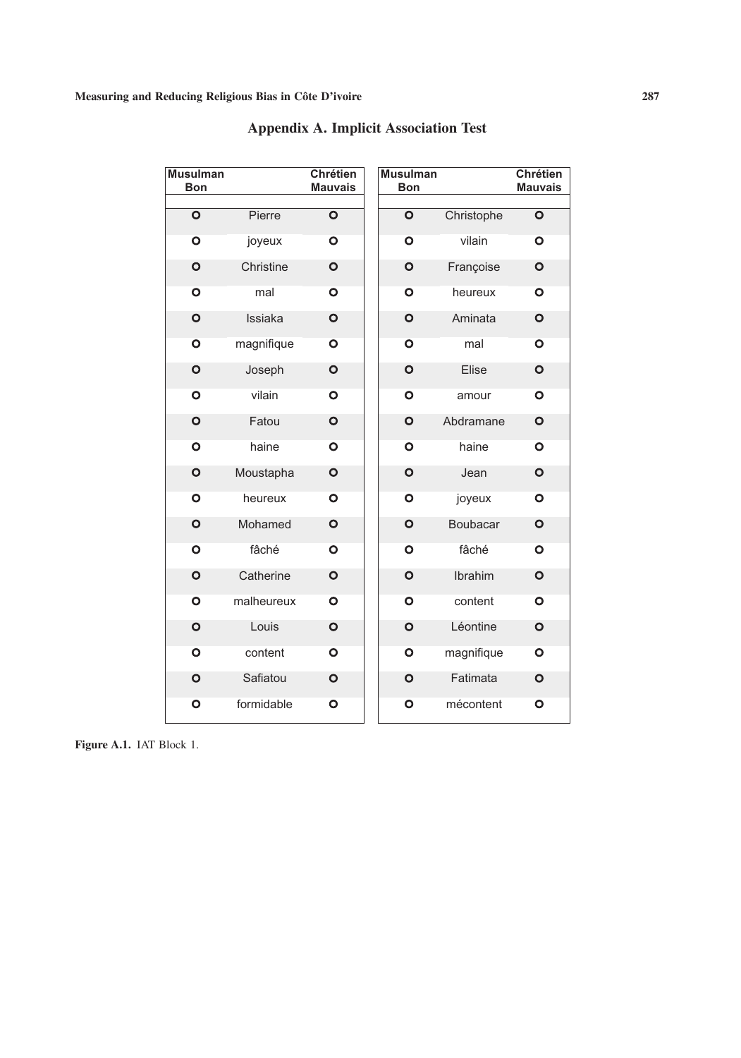## Appendix A. Implicit Association Test

| Musulman Bon | | Chrétien Mauvais |
|---|---|---|
| O | Pierre | O |
| O | joyeux | O |
| O | Christine | O |
| O | mal | O |
| O | Issiaka | O |
| O | magnifique | O |
| O | Joseph | O |
| O | vilain | O |
| O | Fatou | O |
| O | haine | O |
| O | Moustapha | O |
| O | heureux | O |
| O | Mohamed | O |
| O | fâché | O |
| O | Catherine | O |
| O | malheureux | O |
| O | Louis | O |
| O | content | O |
| O | Safiatou | O |
| O | formidable | O |

| Musulman Bon | | Chrétien Mauvais |
|---|---|---|
| O | Christophe | O |
| O | vilain | O |
| O | Françoise | O |
| O | heureux | O |
| O | Aminata | O |
| O | mal | O |
| O | Elise | O |
| O | amour | O |
| O | Abdramane | O |
| O | haine | O |
| O | Jean | O |
| O | joyeux | O |
| O | Boubacar | O |
| O | fâché | O |
| O | Ibrahim | O |
| O | content | O |
| O | Léontine | O |
| O | magnifique | O |
| O | Fatimata | O |
| O | mécontent | O |

**Figure A.1.** IAT Block 1.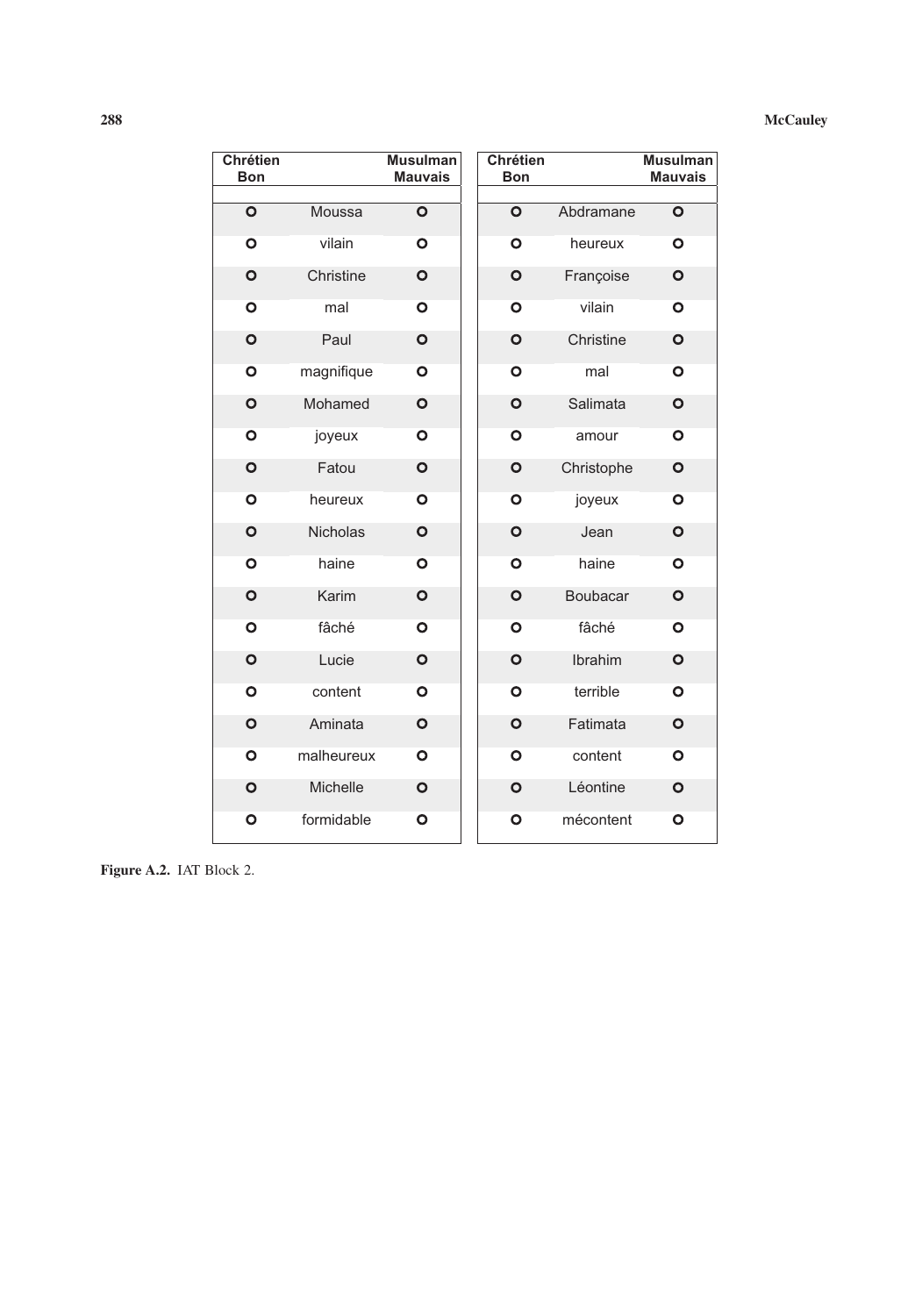| Chrétien Bon | | Musulman Mauvais |
|---|---|---|
| O | Moussa | O |
| O | vilain | O |
| O | Christine | O |
| O | mal | O |
| O | Paul | O |
| O | magnifique | O |
| O | Mohamed | O |
| O | joyeux | O |
| O | Fatou | O |
| O | heureux | O |
| O | Nicholas | O |
| O | haine | O |
| O | Karim | O |
| O | fâché | O |
| O | Lucie | O |
| O | content | O |
| O | Aminata | O |
| O | malheureux | O |
| O | Michelle | O |
| O | formidable | O |

| Chrétien Bon | | Musulman Mauvais |
|---|---|---|
| O | Abdramane | O |
| O | heureux | O |
| O | Françoise | O |
| O | vilain | O |
| O | Christine | O |
| O | mal | O |
| O | Salimata | O |
| O | amour | O |
| O | Christophe | O |
| O | joyeux | O |
| O | Jean | O |
| O | haine | O |
| O | Boubacar | O |
| O | fâché | O |
| O | Ibrahim | O |
| O | terrible | O |
| O | Fatimata | O |
| O | content | O |
| O | Léontine | O |
| O | mécontent | O |

**Figure A.2.** IAT Block 2.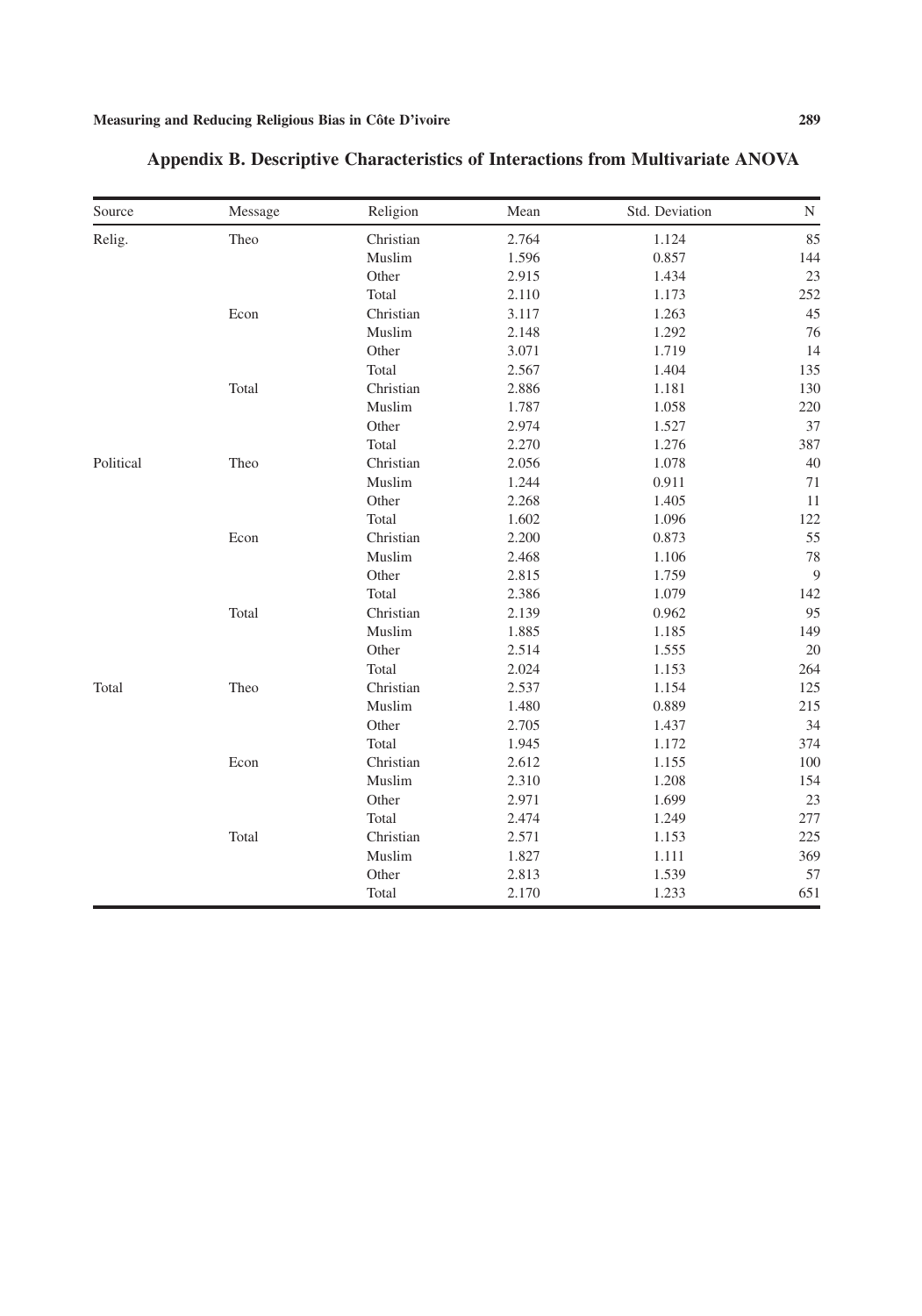## Appendix B. Descriptive Characteristics of Interactions from Multivariate ANOVA

| Source | Message | Religion | Mean | Std. Deviation | N |
|---|---|---|---|---|---|
| Relig. | Theo | Christian | 2.764 | 1.124 | 85 |
| | | Muslim | 1.596 | 0.857 | 144 |
| | | Other | 2.915 | 1.434 | 23 |
| | | Total | 2.110 | 1.173 | 252 |
| | Econ | Christian | 3.117 | 1.263 | 45 |
| | | Muslim | 2.148 | 1.292 | 76 |
| | | Other | 3.071 | 1.719 | 14 |
| | | Total | 2.567 | 1.404 | 135 |
| | Total | Christian | 2.886 | 1.181 | 130 |
| | | Muslim | 1.787 | 1.058 | 220 |
| | | Other | 2.974 | 1.527 | 37 |
| | | Total | 2.270 | 1.276 | 387 |
| Political | Theo | Christian | 2.056 | 1.078 | 40 |
| | | Muslim | 1.244 | 0.911 | 71 |
| | | Other | 2.268 | 1.405 | 11 |
| | | Total | 1.602 | 1.096 | 122 |
| | Econ | Christian | 2.200 | 0.873 | 55 |
| | | Muslim | 2.468 | 1.106 | 78 |
| | | Other | 2.815 | 1.759 | 9 |
| | | Total | 2.386 | 1.079 | 142 |
| | Total | Christian | 2.139 | 0.962 | 95 |
| | | Muslim | 1.885 | 1.185 | 149 |
| | | Other | 2.514 | 1.555 | 20 |
| | | Total | 2.024 | 1.153 | 264 |
| Total | Theo | Christian | 2.537 | 1.154 | 125 |
| | | Muslim | 1.480 | 0.889 | 215 |
| | | Other | 2.705 | 1.437 | 34 |
| | | Total | 1.945 | 1.172 | 374 |
| | Econ | Christian | 2.612 | 1.155 | 100 |
| | | Muslim | 2.310 | 1.208 | 154 |
| | | Other | 2.971 | 1.699 | 23 |
| | | Total | 2.474 | 1.249 | 277 |
| | Total | Christian | 2.571 | 1.153 | 225 |
| | | Muslim | 1.827 | 1.111 | 369 |
| | | Other | 2.813 | 1.539 | 57 |
| | | Total | 2.170 | 1.233 | 651 |